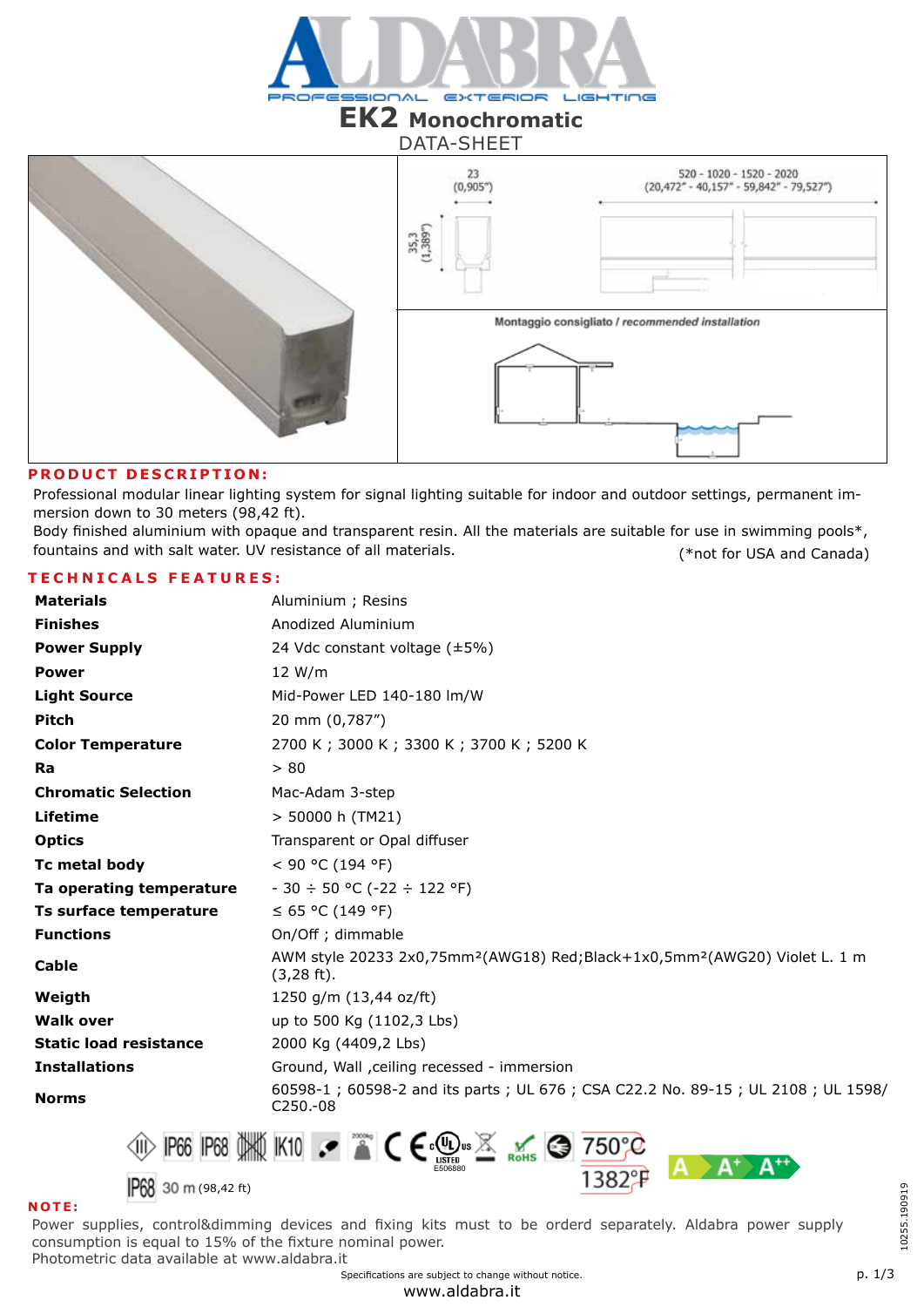# ALDABRA

PROFESSIONAL EXTERIOR LIGHTING

## EK2 Monochromatic

DATA-SHEET

23 (0,905")

35,3 (1,389")

520 - 1020 - 1520 - 2020 (20,472" - 40,157" - 59,842" - 79,527")

Montaggio consigliato / *recommended installation*

## PRODUCT DESCRIPTION:

Professional modular linear lighting system for signal lighting suitable for indoor and outdoor settings, permanent immersion down to 30 meters (98,42 ft).

Body finished aluminium with opaque and transparent resin. All the materials are suitable for use in swimming pools*, fountains and with salt water. UV resistance of all materials. (*not for USA and Canada)

## TECHNICALS FEATURES:

| | |
|---|---|
| **Materials** | Aluminium ; Resins |
| **Finishes** | Anodized Aluminium |
| **Power Supply** | 24 Vdc constant voltage (±5%) |
| **Power** | 12 W/m |
| **Light Source** | Mid-Power LED 140-180 lm/W |
| **Pitch** | 20 mm (0,787") |
| **Color Temperature** | 2700 K ; 3000 K ; 3300 K ; 3700 K ; 5200 K |
| **Ra** | > 80 |
| **Chromatic Selection** | Mac-Adam 3-step |
| **Lifetime** | > 50000 h (TM21) |
| **Optics** | Transparent or Opal diffuser |
| **Tc metal body** | < 90 °C (194 °F) |
| **Ta operating temperature** | - 30 ÷ 50 °C (-22 ÷ 122 °F) |
| **Ts surface temperature** | ≤ 65 °C (149 °F) |
| **Functions** | On/Off ; dimmable |
| **Cable** | AWM style 20233 2x0,75mm²(AWG18) Red;Black+1x0,5mm²(AWG20) Violet L. 1 m (3,28 ft). |
| **Weigth** | 1250 g/m (13,44 oz/ft) |
| **Walk over** | up to 500 Kg (1102,3 Lbs) |
| **Static load resistance** | 2000 Kg (4409,2 Lbs) |
| **Installations** | Ground, Wall ,ceiling recessed - immersion |
| **Norms** | 60598-1 ; 60598-2 and its parts ; UL 676 ; CSA C22.2 No. 89-15 ; UL 2108 ; UL 1598/ C250.-08 |

IP66 IP68 IK10 2000kg CE c UL us LISTED E506880 RoHS 750°C 1382°F A A+ A++

IP68 30 m (98,42 ft)

## NOTE:

Power supplies, control&dimming devices and fixing kits must to be orderd separately. Aldabra power supply consumption is equal to 15% of the fixture nominal power.
Photometric data available at www.aldabra.it

Specifications are subject to change without notice.

www.aldabra.it

10255.190919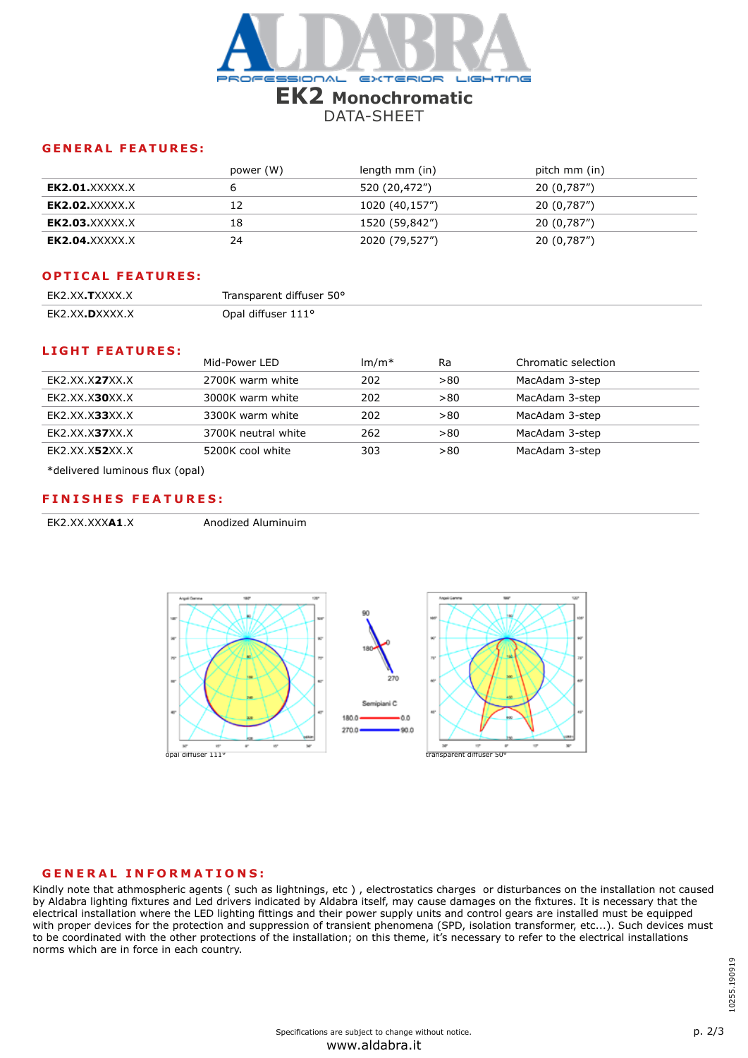# ALDABRA

PROFESSIONAL EXTERIOR LIGHTING

## EK2 Monochromatic

DATA-SHEET

## GENERAL FEATURES:

| | power (W) | length mm (in) | pitch mm (in) |
|---|---|---|---|
| **EK2.01**.XXXXX.X | 6 | 520 (20,472”) | 20 (0,787”) |
| **EK2.02**.XXXXX.X | 12 | 1020 (40,157”) | 20 (0,787”) |
| **EK2.03**.XXXXX.X | 18 | 1520 (59,842”) | 20 (0,787”) |
| **EK2.04**.XXXXX.X | 24 | 2020 (79,527”) | 20 (0,787”) |

## OPTICAL FEATURES:

| | |
|---|---|
| EK2.XX.**T**XXXX.X | Transparent diffuser 50° |
| EK2.XX.**D**XXXX.X | Opal diffuser 111° |

## LIGHT FEATURES:

| | Mid-Power LED | lm/m* | Ra | Chromatic selection |
|---|---|---|---|---|
| EK2.XX.X**27**XX.X | 2700K warm white | 202 | >80 | MacAdam 3-step |
| EK2.XX.X**30**XX.X | 3000K warm white | 202 | >80 | MacAdam 3-step |
| EK2.XX.X**33**XX.X | 3300K warm white | 202 | >80 | MacAdam 3-step |
| EK2.XX.X**37**XX.X | 3700K neutral white | 262 | >80 | MacAdam 3-step |
| EK2.XX.X**52**XX.X | 5200K cool white | 303 | >80 | MacAdam 3-step |

*delivered luminous flux (opal)

## FINISHES FEATURES:

| | |
|---|---|
| EK2.XX.XXX**A1**.X | Anodized Aluminuim |

opal diffuser 111°

90
180
0
270
Semipiani C
180.0 0.0
270.0 90.0

transparent diffuser 50°

## GENERAL INFORMATIONS:

Kindly note that athmospheric agents ( such as lightnings, etc ) , electrostatics charges or disturbances on the installation not caused by Aldabra lighting fixtures and Led drivers indicated by Aldabra itself, may cause damages on the fixtures. It is necessary that the electrical installation where the LED lighting fittings and their power supply units and control gears are installed must be equipped with proper devices for the protection and suppression of transient phenomena (SPD, isolation transformer, etc...). Such devices must to be coordinated with the other protections of the installation; on this theme, it’s necessary to refer to the electrical installations norms which are in force in each country.

10255.190919

Specifications are subject to change without notice.

www.aldabra.it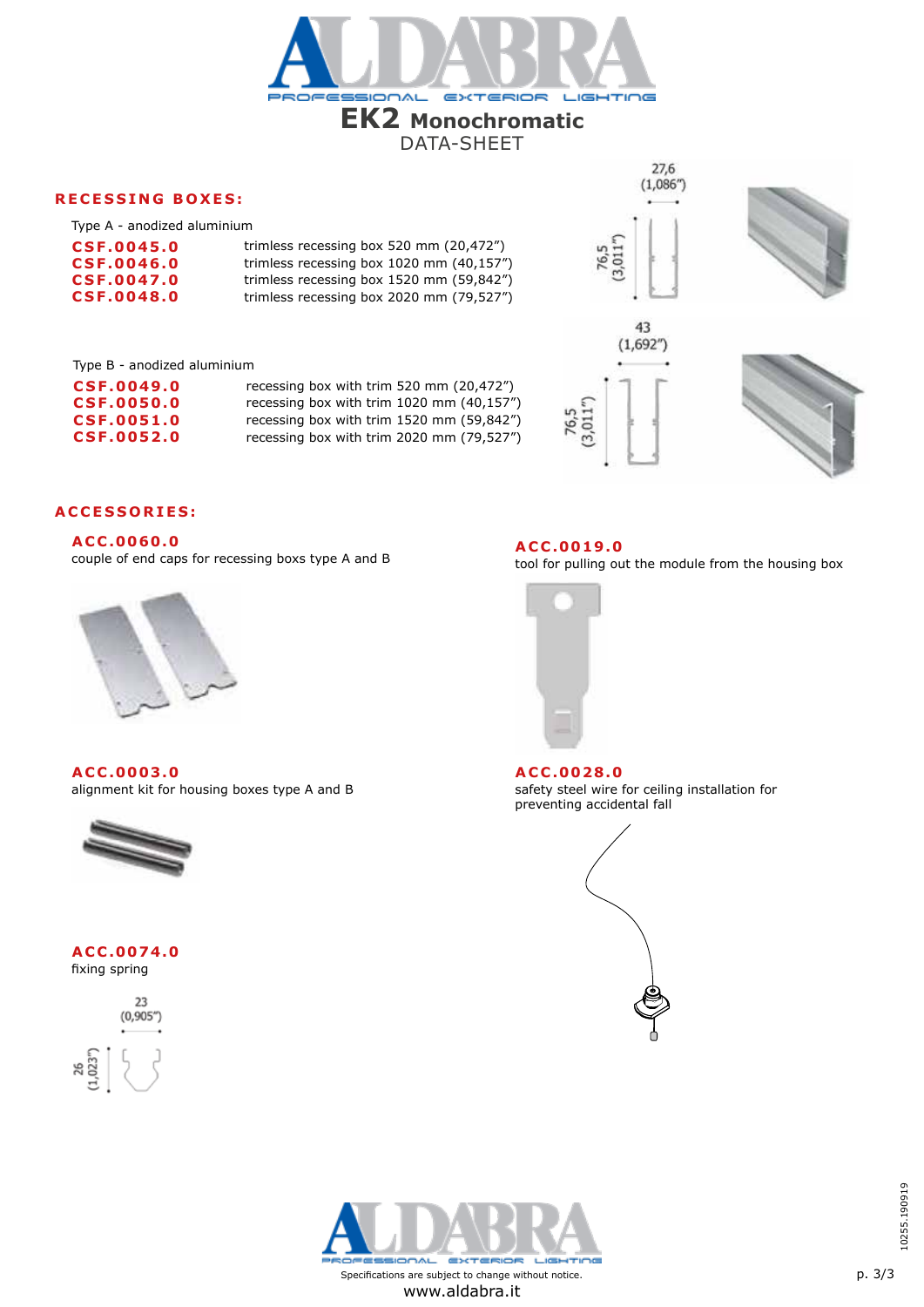# EK2 Monochromatic

DATA-SHEET

## RECESSING BOXES:

Type A - anodized aluminium

| | |
|---|---|
| **CSF.0045.0** | trimless recessing box 520 mm (20,472”) |
| **CSF.0046.0** | trimless recessing box 1020 mm (40,157”) |
| **CSF.0047.0** | trimless recessing box 1520 mm (59,842”) |
| **CSF.0048.0** | trimless recessing box 2020 mm (79,527”) |

27,6
(1,086”)

76,5
(3,011”)

Type B - anodized aluminium

| | |
|---|---|
| **CSF.0049.0** | recessing box with trim 520 mm (20,472”) |
| **CSF.0050.0** | recessing box with trim 1020 mm (40,157”) |
| **CSF.0051.0** | recessing box with trim 1520 mm (59,842”) |
| **CSF.0052.0** | recessing box with trim 2020 mm (79,527”) |

43
(1,692”)

76,5
(3,011”)

## ACCESSORIES:

**ACC.0060.0**
couple of end caps for recessing boxs type A and B

**ACC.0019.0**
tool for pulling out the module from the housing box

**ACC.0003.0**
alignment kit for housing boxes type A and B

**ACC.0028.0**
safety steel wire for ceiling installation for preventing accidental fall

**ACC.0074.0**
fixing spring

23
(0,905”)

26
(1,023”)

Specifications are subject to change without notice.

www.aldabra.it

10255.190919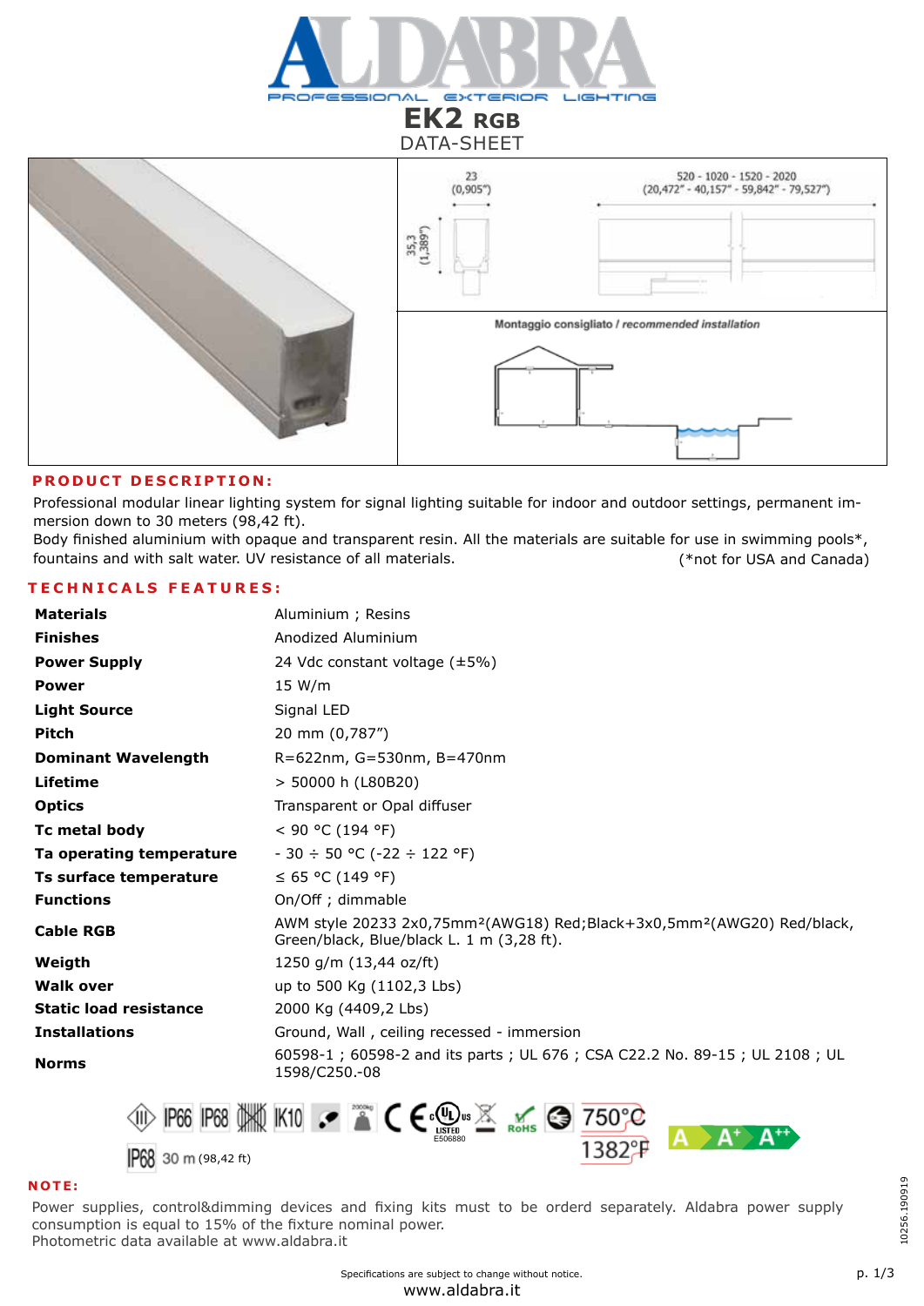# ALDABRA

PROFESSIONAL EXTERIOR LIGHTING

## EK2 RGB

DATA-SHEET

23 (0,905")

35,3 (1,389")

520 - 1020 - 1520 - 2020 (20,472" - 40,157" - 59,842" - 79,527")

Montaggio consigliato / *recommended installation*

## PRODUCT DESCRIPTION:

Professional modular linear lighting system for signal lighting suitable for indoor and outdoor settings, permanent immersion down to 30 meters (98,42 ft).
Body finished aluminium with opaque and transparent resin. All the materials are suitable for use in swimming pools*, fountains and with salt water. UV resistance of all materials. (*not for USA and Canada)

## TECHNICALS FEATURES:

| | |
|---|---|
| **Materials** | Aluminium ; Resins |
| **Finishes** | Anodized Aluminium |
| **Power Supply** | 24 Vdc constant voltage (±5%) |
| **Power** | 15 W/m |
| **Light Source** | Signal LED |
| **Pitch** | 20 mm (0,787") |
| **Dominant Wavelength** | R=622nm, G=530nm, B=470nm |
| **Lifetime** | > 50000 h (L80B20) |
| **Optics** | Transparent or Opal diffuser |
| **Tc metal body** | < 90 °C (194 °F) |
| **Ta operating temperature** | - 30 ÷ 50 °C (-22 ÷ 122 °F) |
| **Ts surface temperature** | ≤ 65 °C (149 °F) |
| **Functions** | On/Off ; dimmable |
| **Cable RGB** | AWM style 20233 2x0,75mm²(AWG18) Red;Black+3x0,5mm²(AWG20) Red/black, Green/black, Blue/black L. 1 m (3,28 ft). |
| **Weigth** | 1250 g/m (13,44 oz/ft) |
| **Walk over** | up to 500 Kg (1102,3 Lbs) |
| **Static load resistance** | 2000 Kg (4409,2 Lbs) |
| **Installations** | Ground, Wall , ceiling recessed - immersion |
| **Norms** | 60598-1 ; 60598-2 and its parts ; UL 676 ; CSA C22.2 No. 89-15 ; UL 2108 ; UL 1598/C250.-08 |

IP66 IP68 IK10 2000kg CE cULus LISTED E506880 RoHS 750°C 1382°F A A+ A++

IP68 30 m (98,42 ft)

## NOTE:

Power supplies, control&dimming devices and fixing kits must to be orderd separately. Aldabra power supply consumption is equal to 15% of the fixture nominal power.
Photometric data available at www.aldabra.it

Specifications are subject to change without notice.

www.aldabra.it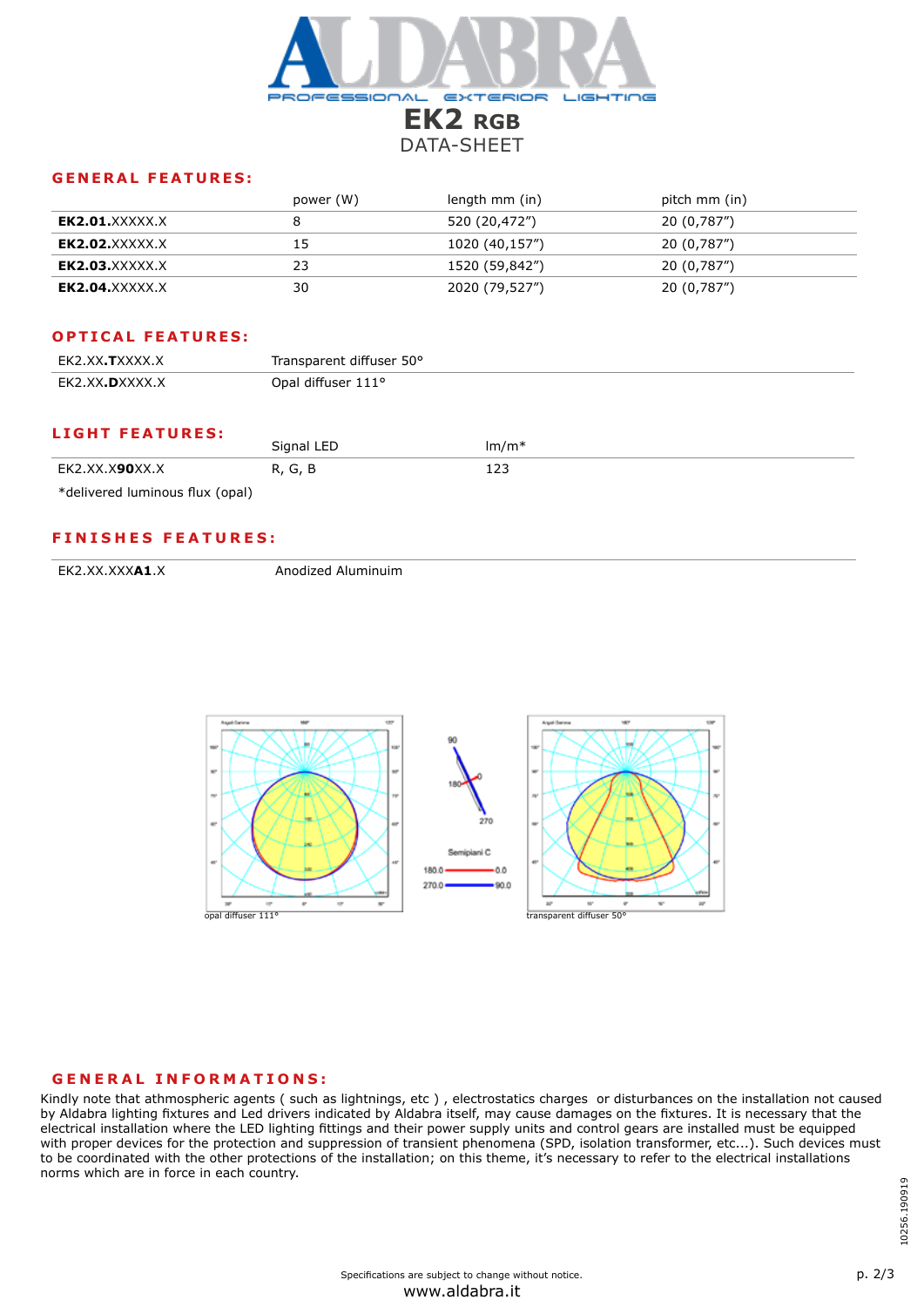# EK2 RGB

DATA-SHEET

## GENERAL FEATURES:

| | power (W) | length mm (in) | pitch mm (in) |
|---|---|---|---|
| **EK2.01**.XXXXX.X | 8 | 520 (20,472”) | 20 (0,787”) |
| **EK2.02**.XXXXX.X | 15 | 1020 (40,157”) | 20 (0,787”) |
| **EK2.03**.XXXXX.X | 23 | 1520 (59,842”) | 20 (0,787”) |
| **EK2.04**.XXXXX.X | 30 | 2020 (79,527”) | 20 (0,787”) |

## OPTICAL FEATURES:

| | |
|---|---|
| EK2.XX.**T**XXXX.X | Transparent diffuser 50° |
| EK2.XX.**D**XXXX.X | Opal diffuser 111° |

## LIGHT FEATURES:

| | Signal LED | lm/m* |
|---|---|---|
| EK2.XX.X**90**XX.X | R, G, B | 123 |

*delivered luminous flux (opal)

## FINISHES FEATURES:

| | |
|---|---|
| EK2.XX.XXX**A1**.X | Anodized Aluminuim |

Semipiani C

180.0 — 0.0

270.0 — 90.0

opal diffuser 111°

transparent diffuser 50°

## GENERAL INFORMATIONS:

Kindly note that athmospheric agents ( such as lightnings, etc ) , electrostatics charges or disturbances on the installation not caused by Aldabra lighting fixtures and Led drivers indicated by Aldabra itself, may cause damages on the fixtures. It is necessary that the electrical installation where the LED lighting fittings and their power supply units and control gears are installed must be equipped with proper devices for the protection and suppression of transient phenomena (SPD, isolation transformer, etc...). Such devices must to be coordinated with the other protections of the installation; on this theme, it’s necessary to refer to the electrical installations norms which are in force in each country.

Specifications are subject to change without notice.

www.aldabra.it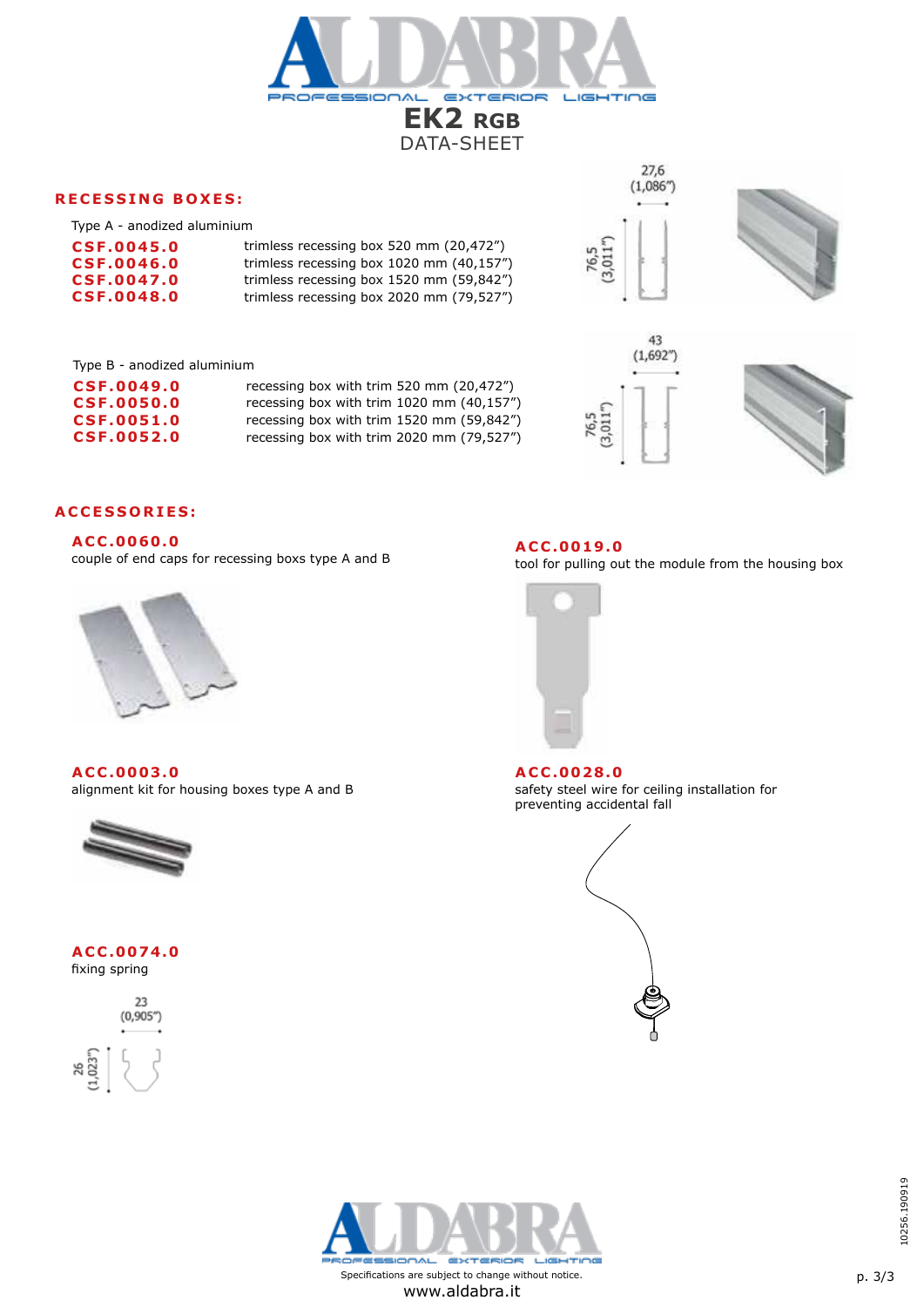# EK2 RGB

DATA-SHEET

## RECESSING BOXES:

Type A - anodized aluminium

| | |
|---|---|
| **CSF.0045.0** | trimless recessing box 520 mm (20,472") |
| **CSF.0046.0** | trimless recessing box 1020 mm (40,157") |
| **CSF.0047.0** | trimless recessing box 1520 mm (59,842") |
| **CSF.0048.0** | trimless recessing box 2020 mm (79,527") |

27,6
(1,086")
76,5
(3,011")

Type B - anodized aluminium

| | |
|---|---|
| **CSF.0049.0** | recessing box with trim 520 mm (20,472") |
| **CSF.0050.0** | recessing box with trim 1020 mm (40,157") |
| **CSF.0051.0** | recessing box with trim 1520 mm (59,842") |
| **CSF.0052.0** | recessing box with trim 2020 mm (79,527") |

43
(1,692")
76,5
(3,011")

## ACCESSORIES:

**ACC.0060.0**
couple of end caps for recessing boxs type A and B

**ACC.0019.0**
tool for pulling out the module from the housing box

**ACC.0003.0**
alignment kit for housing boxes type A and B

**ACC.0028.0**
safety steel wire for ceiling installation for preventing accidental fall

**ACC.0074.0**
fixing spring

23
(0,905")
26
(1,023")

Specifications are subject to change without notice.
www.aldabra.it

10256.190919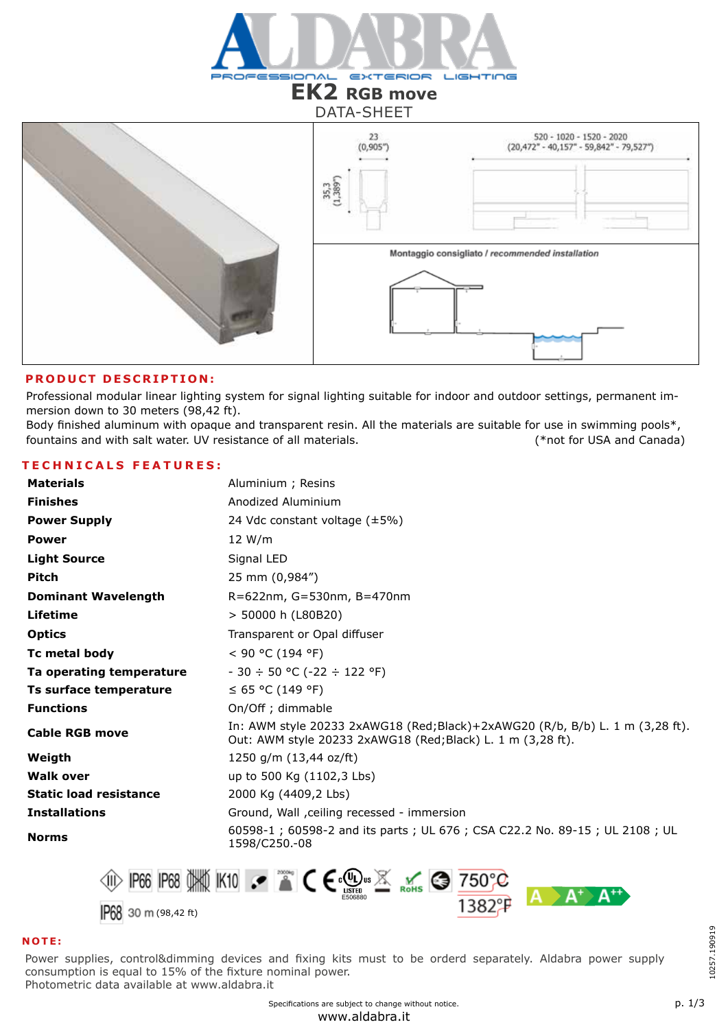# EK2 RGB move

DATA-SHEET

## PRODUCT DESCRIPTION:

Professional modular linear lighting system for signal lighting suitable for indoor and outdoor settings, permanent immersion down to 30 meters (98,42 ft).
Body finished aluminum with opaque and transparent resin. All the materials are suitable for use in swimming pools*, fountains and with salt water. UV resistance of all materials. (*not for USA and Canada)

## TECHNICALS FEATURES:

| | |
|---|---|
| **Materials** | Aluminium ; Resins |
| **Finishes** | Anodized Aluminium |
| **Power Supply** | 24 Vdc constant voltage (±5%) |
| **Power** | 12 W/m |
| **Light Source** | Signal LED |
| **Pitch** | 25 mm (0,984”) |
| **Dominant Wavelength** | R=622nm, G=530nm, B=470nm |
| **Lifetime** | > 50000 h (L80B20) |
| **Optics** | Transparent or Opal diffuser |
| **Tc metal body** | < 90 °C (194 °F) |
| **Ta operating temperature** | - 30 ÷ 50 °C (-22 ÷ 122 °F) |
| **Ts surface temperature** | ≤ 65 °C (149 °F) |
| **Functions** | On/Off ; dimmable |
| **Cable RGB move** | In: AWM style 20233 2xAWG18 (Red;Black)+2xAWG20 (R/b, B/b) L. 1 m (3,28 ft). Out: AWM style 20233 2xAWG18 (Red;Black) L. 1 m (3,28 ft). |
| **Weigth** | 1250 g/m (13,44 oz/ft) |
| **Walk over** | up to 500 Kg (1102,3 Lbs) |
| **Static load resistance** | 2000 Kg (4409,2 Lbs) |
| **Installations** | Ground, Wall ,ceiling recessed - immersion |
| **Norms** | 60598-1 ; 60598-2 and its parts ; UL 676 ; CSA C22.2 No. 89-15 ; UL 2108 ; UL 1598/C250.-08 |

IP66 IP68 IK10 750°C 1382°F IP68 30 m (98,42 ft) LISTED E506880 RoHS A A+ A++

## NOTE:

Power supplies, control&dimming devices and fixing kits must to be orderd separately. Aldabra power supply consumption is equal to 15% of the fixture nominal power.
Photometric data available at www.aldabra.it

Specifications are subject to change without notice.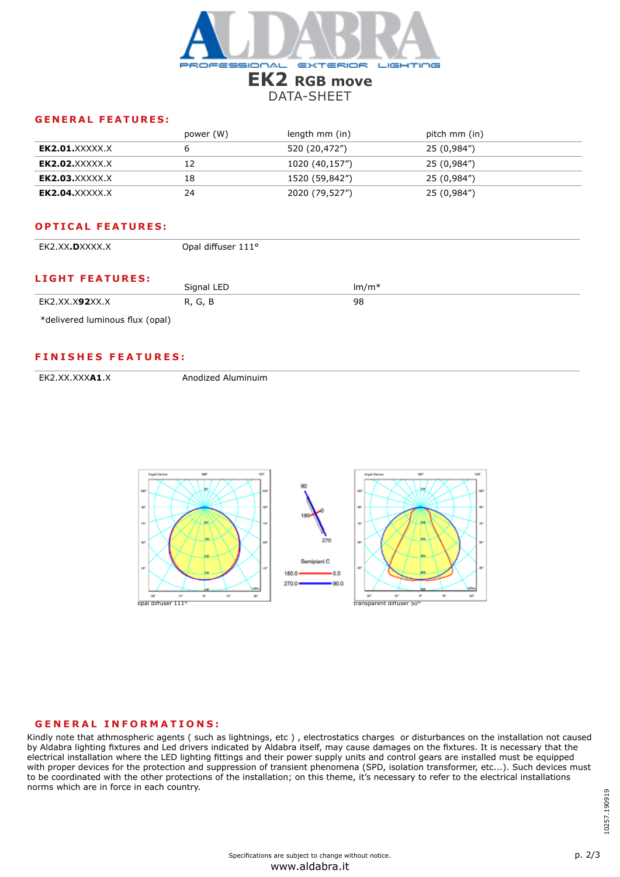# EK2 RGB move

DATA-SHEET

## GENERAL FEATURES:

| | power (W) | length mm (in) | pitch mm (in) |
|---|---|---|---|
| **EK2.01.**XXXXX.X | 6 | 520 (20,472”) | 25 (0,984”) |
| **EK2.02.**XXXXX.X | 12 | 1020 (40,157”) | 25 (0,984”) |
| **EK2.03.**XXXXX.X | 18 | 1520 (59,842”) | 25 (0,984”) |
| **EK2.04.**XXXXX.X | 24 | 2020 (79,527”) | 25 (0,984”) |

## OPTICAL FEATURES:

| | |
|---|---|
| EK2.XX.**D**XXXX.X | Opal diffuser 111° |

## LIGHT FEATURES:

| | Signal LED | lm/m* |
|---|---|---|
| EK2.XX.X**92**XX.X | R, G, B | 98 |

*delivered luminous flux (opal)

## FINISHES FEATURES:

| | |
|---|---|
| EK2.XX.XXX**A1**.X | Anodized Aluminuim |

opal diffuser 111°

Semipiani C

180.0 0.0

270.0 90.0

transparent diffuser 50°

## GENERAL INFORMATIONS:

Kindly note that athmospheric agents ( such as lightnings, etc ) , electrostatics charges or disturbances on the installation not caused by Aldabra lighting fixtures and Led drivers indicated by Aldabra itself, may cause damages on the fixtures. It is necessary that the electrical installation where the LED lighting fittings and their power supply units and control gears are installed must be equipped with proper devices for the protection and suppression of transient phenomena (SPD, isolation transformer, etc...). Such devices must to be coordinated with the other protections of the installation; on this theme, it’s necessary to refer to the electrical installations norms which are in force in each country.

10257.190919

Specifications are subject to change without notice.

www.aldabra.it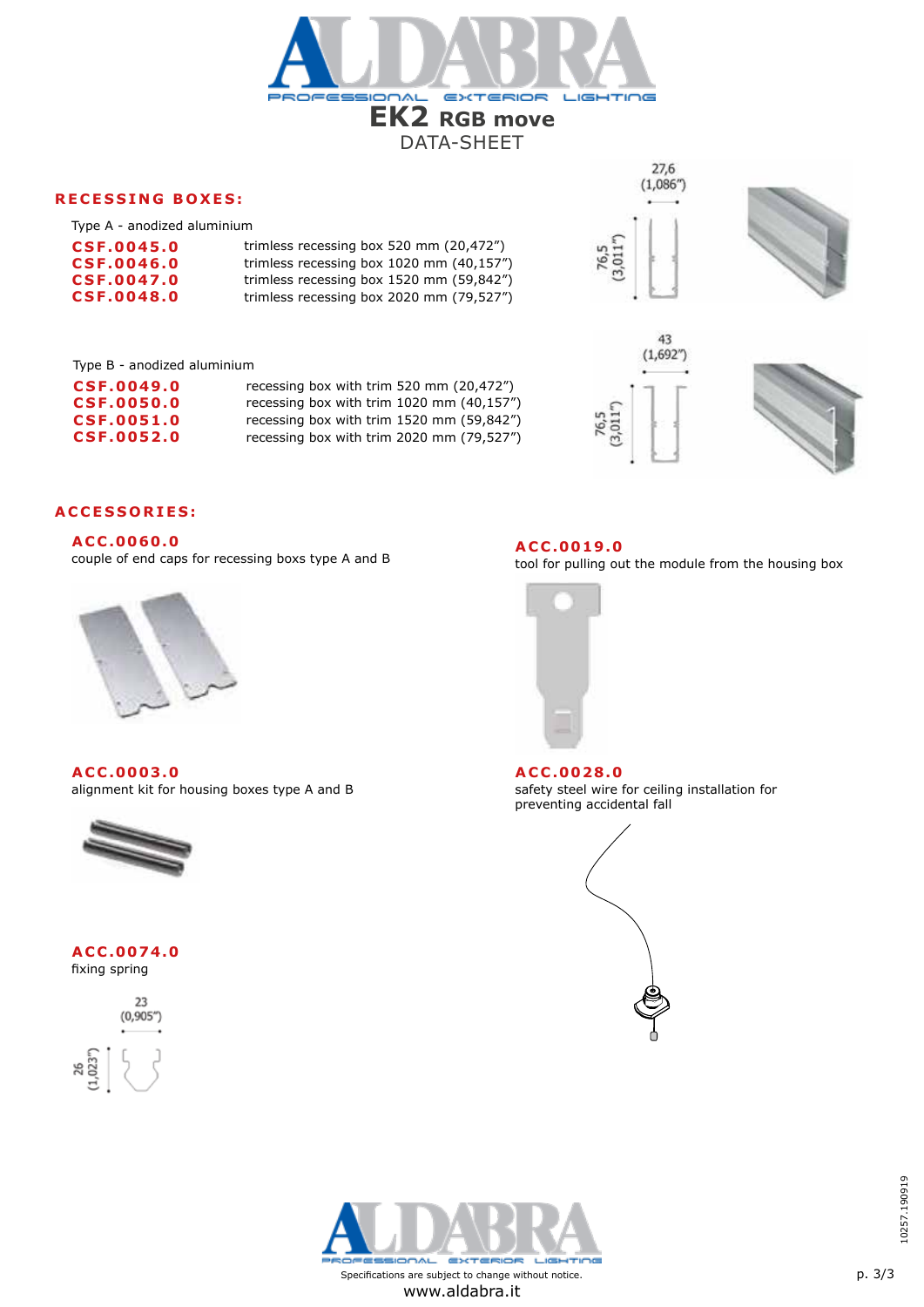# EK2 RGB move

DATA-SHEET

## RECESSING BOXES:

Type A - anodized aluminium

| | |
|---|---|
| **CSF.0045.0** | trimless recessing box 520 mm (20,472") |
| **CSF.0046.0** | trimless recessing box 1020 mm (40,157") |
| **CSF.0047.0** | trimless recessing box 1520 mm (59,842") |
| **CSF.0048.0** | trimless recessing box 2020 mm (79,527") |

27,6 (1,086")

76,5 (3,011")

Type B - anodized aluminium

| | |
|---|---|
| **CSF.0049.0** | recessing box with trim 520 mm (20,472") |
| **CSF.0050.0** | recessing box with trim 1020 mm (40,157") |
| **CSF.0051.0** | recessing box with trim 1520 mm (59,842") |
| **CSF.0052.0** | recessing box with trim 2020 mm (79,527") |

43 (1,692")

76,5 (3,011")

## ACCESSORIES:

**ACC.0060.0**
couple of end caps for recessing boxs type A and B

**ACC.0019.0**
tool for pulling out the module from the housing box

**ACC.0003.0**
alignment kit for housing boxes type A and B

**ACC.0028.0**
safety steel wire for ceiling installation for preventing accidental fall

**ACC.0074.0**
fixing spring

23 (0,905")

26 (1,023")

Specifications are subject to change without notice.

www.aldabra.it

10257.190919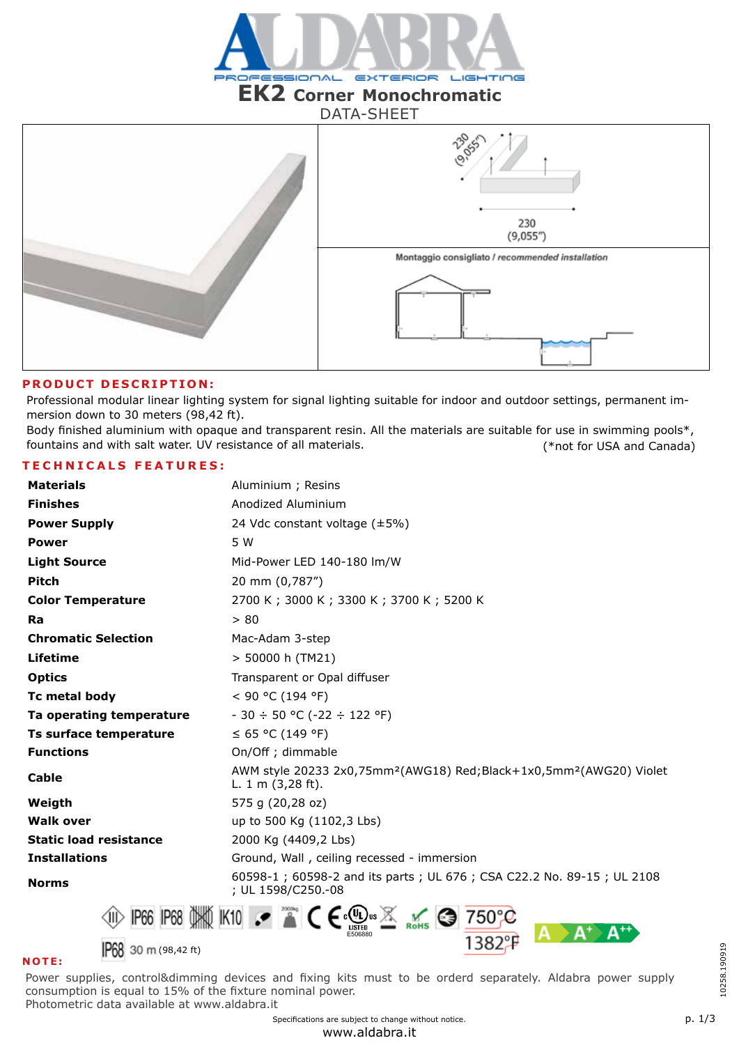# ALDABRA

PROFESSIONAL EXTERIOR LIGHTING

## EK2 Corner Monochromatic

DATA-SHEET

230 (9,055")

230 (9,055")

Montaggio consigliato / *recommended installation*

## PRODUCT DESCRIPTION:

Professional modular linear lighting system for signal lighting suitable for indoor and outdoor settings, permanent immersion down to 30 meters (98,42 ft).

Body finished aluminium with opaque and transparent resin. All the materials are suitable for use in swimming pools*, fountains and with salt water. UV resistance of all materials. (*not for USA and Canada)

## TECHNICALS FEATURES:

| | |
|---|---|
| **Materials** | Aluminium ; Resins |
| **Finishes** | Anodized Aluminium |
| **Power Supply** | 24 Vdc constant voltage (±5%) |
| **Power** | 5 W |
| **Light Source** | Mid-Power LED 140-180 lm/W |
| **Pitch** | 20 mm (0,787") |
| **Color Temperature** | 2700 K ; 3000 K ; 3300 K ; 3700 K ; 5200 K |
| **Ra** | > 80 |
| **Chromatic Selection** | Mac-Adam 3-step |
| **Lifetime** | > 50000 h (TM21) |
| **Optics** | Transparent or Opal diffuser |
| **Tc metal body** | < 90 °C (194 °F) |
| **Ta operating temperature** | - 30 ÷ 50 °C (-22 ÷ 122 °F) |
| **Ts surface temperature** | ≤ 65 °C (149 °F) |
| **Functions** | On/Off ; dimmable |
| **Cable** | AWM style 20233 2x0,75mm²(AWG18) Red;Black+1x0,5mm²(AWG20) Violet L. 1 m (3,28 ft). |
| **Weigth** | 575 g (20,28 oz) |
| **Walk over** | up to 500 Kg (1102,3 Lbs) |
| **Static load resistance** | 2000 Kg (4409,2 Lbs) |
| **Installations** | Ground, Wall , ceiling recessed - immersion |
| **Norms** | 60598-1 ; 60598-2 and its parts ; UL 676 ; CSA C22.2 No. 89-15 ; UL 2108 ; UL 1598/C250.-08 |

IP66 IP68 IK10 2000kg CE cULus LISTED E506880 RoHS 750°C 1382°F A A+ A++

IP68 30 m (98,42 ft)

## NOTE:

Power supplies, control&dimming devices and fixing kits must to be orderd separately. Aldabra power supply consumption is equal to 15% of the fixture nominal power.
Photometric data available at www.aldabra.it

Specifications are subject to change without notice.

www.aldabra.it

10258.190919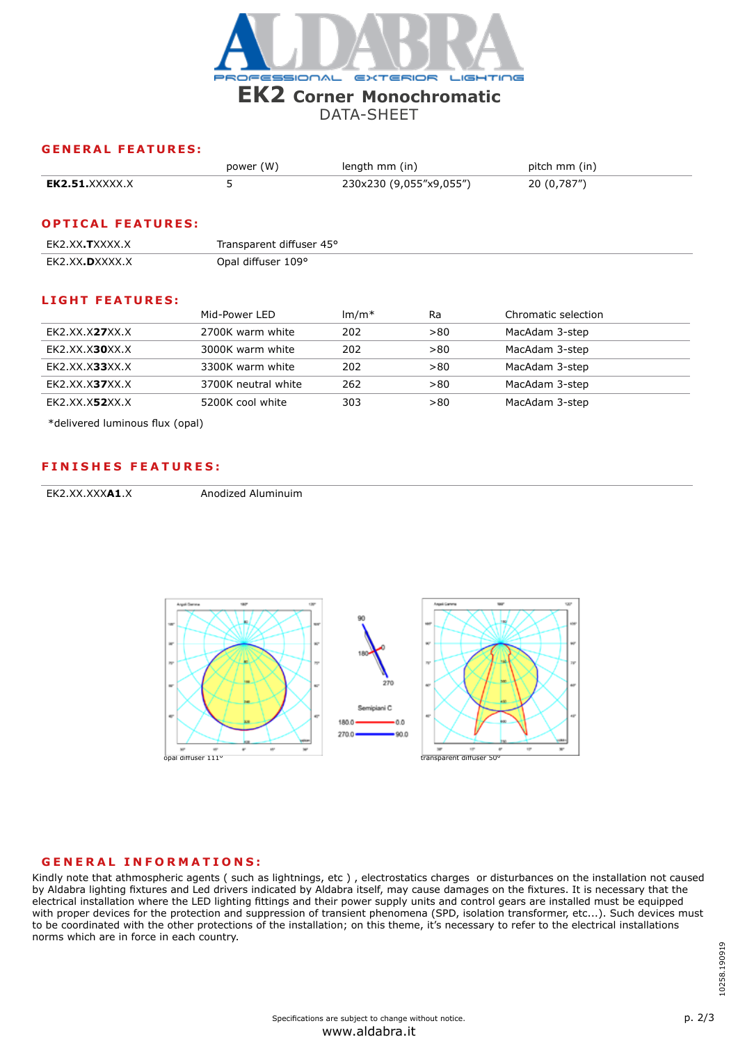# ALDABRA

PROFESSIONAL EXTERIOR LIGHTING

# EK2 Corner Monochromatic

DATA-SHEET

## GENERAL FEATURES:

| | power (W) | length mm (in) | pitch mm (in) |
|---|---|---|---|
| **EK2.51**.XXXXX.X | 5 | 230x230 (9,055"x9,055") | 20 (0,787") |

## OPTICAL FEATURES:

| | |
|---|---|
| EK2.XX.**T**XXXX.X | Transparent diffuser 45° |
| EK2.XX.**D**XXXX.X | Opal diffuser 109° |

## LIGHT FEATURES:

| | Mid-Power LED | lm/m* | Ra | Chromatic selection |
|---|---|---|---|---|
| EK2.XX.X**27**XX.X | 2700K warm white | 202 | >80 | MacAdam 3-step |
| EK2.XX.X**30**XX.X | 3000K warm white | 202 | >80 | MacAdam 3-step |
| EK2.XX.X**33**XX.X | 3300K warm white | 202 | >80 | MacAdam 3-step |
| EK2.XX.X**37**XX.X | 3700K neutral white | 262 | >80 | MacAdam 3-step |
| EK2.XX.X**52**XX.X | 5200K cool white | 303 | >80 | MacAdam 3-step |

*delivered luminous flux (opal)

## FINISHES FEATURES:

| | |
|---|---|
| EK2.XX.XXX**A1**.X | Anodized Aluminuim |

opal diffuser 111°

Semipiani C

180.0 — 0.0

270.0 — 90.0

transparent diffuser 50°

## GENERAL INFORMATIONS:

Kindly note that athmospheric agents ( such as lightnings, etc ) , electrostatics charges or disturbances on the installation not caused by Aldabra lighting fixtures and Led drivers indicated by Aldabra itself, may cause damages on the fixtures. It is necessary that the electrical installation where the LED lighting fittings and their power supply units and control gears are installed must be equipped with proper devices for the protection and suppression of transient phenomena (SPD, isolation transformer, etc...). Such devices must to be coordinated with the other protections of the installation; on this theme, it's necessary to refer to the electrical installations norms which are in force in each country.

Specifications are subject to change without notice.

www.aldabra.it

10258.190919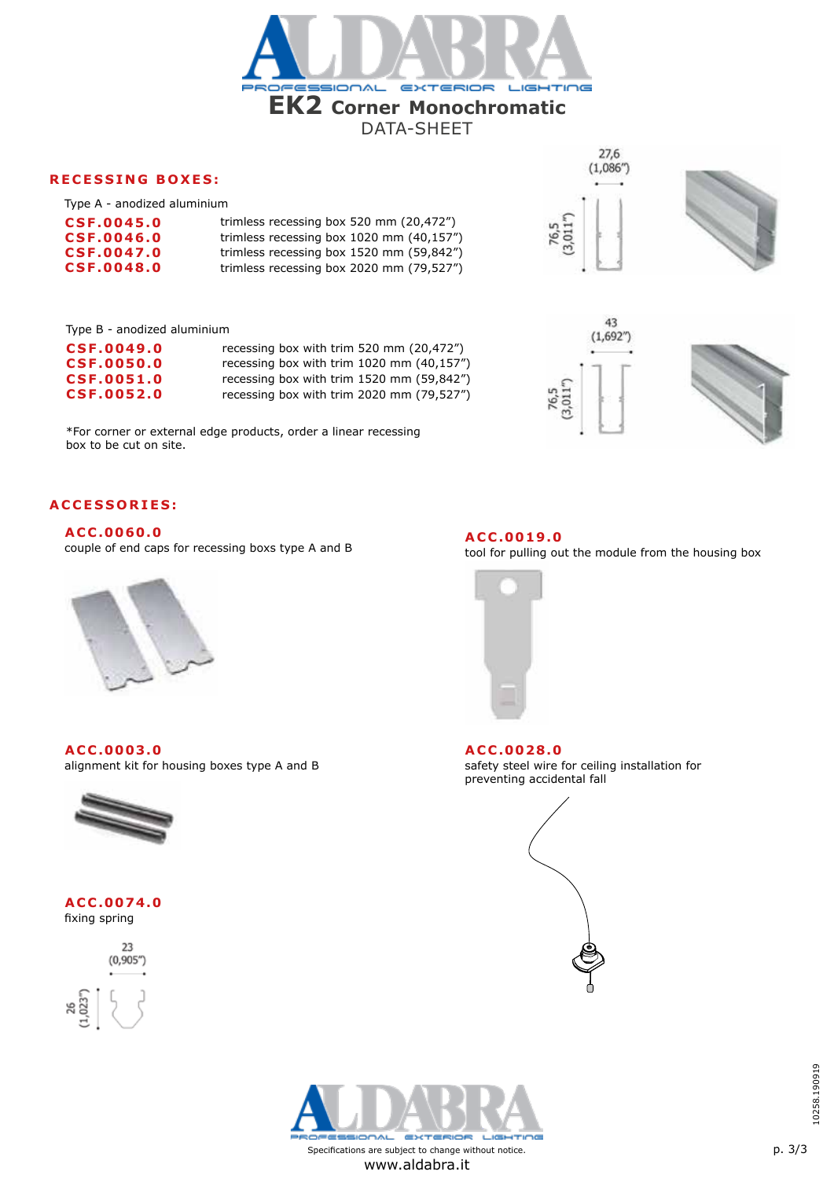# EK2 Corner Monochromatic

DATA-SHEET

## RECESSING BOXES:

Type A - anodized aluminium

| | |
|---|---|
| **CSF.0045.0** | trimless recessing box 520 mm (20,472”) |
| **CSF.0046.0** | trimless recessing box 1020 mm (40,157”) |
| **CSF.0047.0** | trimless recessing box 1520 mm (59,842”) |
| **CSF.0048.0** | trimless recessing box 2020 mm (79,527”) |

27,6
(1,086”)

76,5
(3,011”)

Type B - anodized aluminium

| | |
|---|---|
| **CSF.0049.0** | recessing box with trim 520 mm (20,472”) |
| **CSF.0050.0** | recessing box with trim 1020 mm (40,157”) |
| **CSF.0051.0** | recessing box with trim 1520 mm (59,842”) |
| **CSF.0052.0** | recessing box with trim 2020 mm (79,527”) |

43
(1,692”)

76,5
(3,011”)

*For corner or external edge products, order a linear recessing box to be cut on site.

## ACCESSORIES:

**ACC.0060.0**
couple of end caps for recessing boxs type A and B

**ACC.0019.0**
tool for pulling out the module from the housing box

**ACC.0003.0**
alignment kit for housing boxes type A and B

**ACC.0028.0**
safety steel wire for ceiling installation for preventing accidental fall

**ACC.0074.0**
fixing spring

23
(0,905”)

26
(1,023”)

Specifications are subject to change without notice.
www.aldabra.it

10258.190919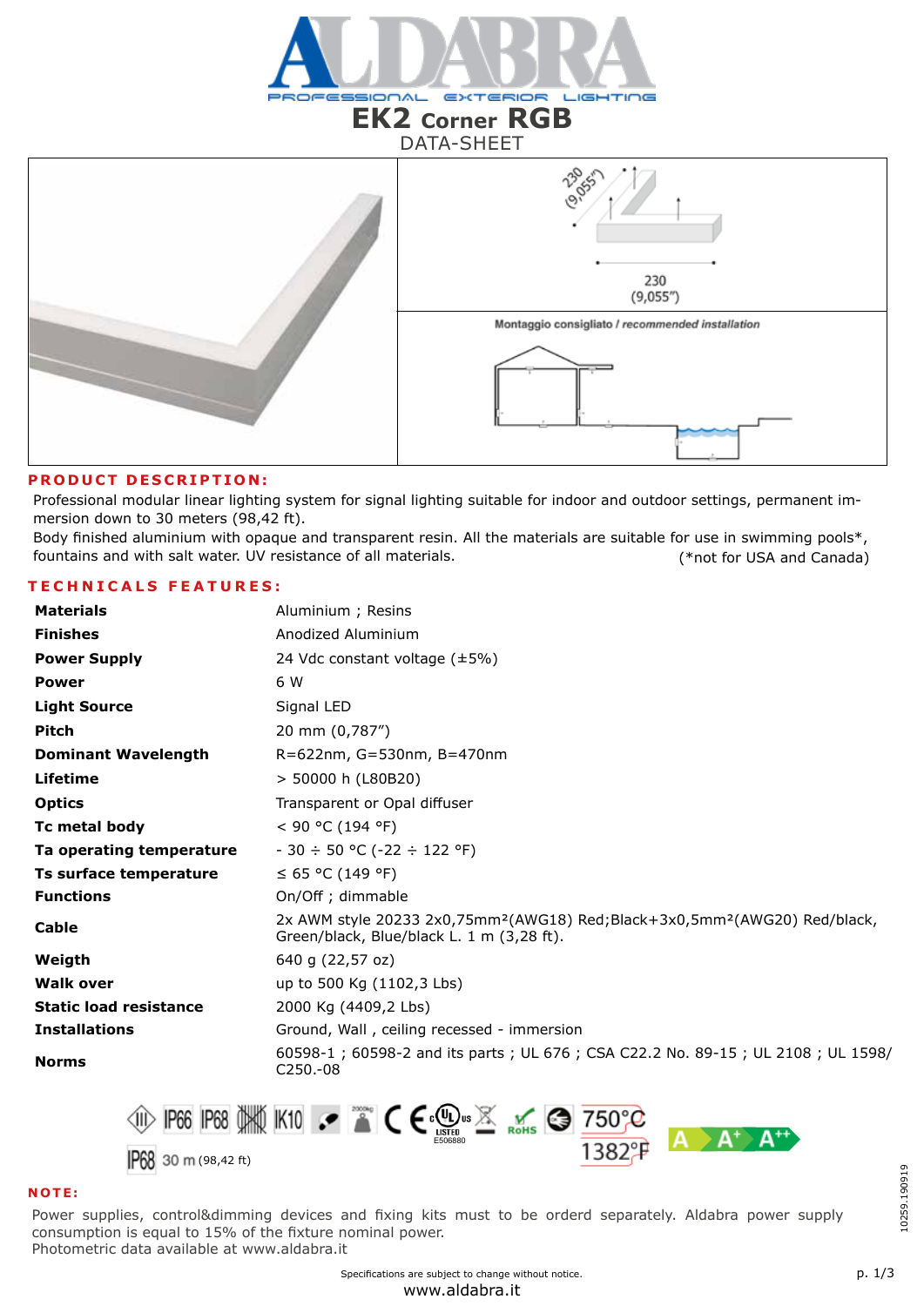# EK2 Corner RGB

DATA-SHEET

230 (9,055")

230 (9,055")

Montaggio consigliato / *recommended installation*

## PRODUCT DESCRIPTION:

Professional modular linear lighting system for signal lighting suitable for indoor and outdoor settings, permanent immersion down to 30 meters (98,42 ft).
Body finished aluminium with opaque and transparent resin. All the materials are suitable for use in swimming pools*, fountains and with salt water. UV resistance of all materials. (*not for USA and Canada)

## TECHNICALS FEATURES:

| | |
|---|---|
| **Materials** | Aluminium ; Resins |
| **Finishes** | Anodized Aluminium |
| **Power Supply** | 24 Vdc constant voltage (±5%) |
| **Power** | 6 W |
| **Light Source** | Signal LED |
| **Pitch** | 20 mm (0,787") |
| **Dominant Wavelength** | R=622nm, G=530nm, B=470nm |
| **Lifetime** | > 50000 h (L80B20) |
| **Optics** | Transparent or Opal diffuser |
| **Tc metal body** | < 90 °C (194 °F) |
| **Ta operating temperature** | - 30 ÷ 50 °C (-22 ÷ 122 °F) |
| **Ts surface temperature** | ≤ 65 °C (149 °F) |
| **Functions** | On/Off ; dimmable |
| **Cable** | 2x AWM style 20233 2x0,75mm²(AWG18) Red;Black+3x0,5mm²(AWG20) Red/black, Green/black, Blue/black L. 1 m (3,28 ft). |
| **Weigth** | 640 g (22,57 oz) |
| **Walk over** | up to 500 Kg (1102,3 Lbs) |
| **Static load resistance** | 2000 Kg (4409,2 Lbs) |
| **Installations** | Ground, Wall , ceiling recessed - immersion |
| **Norms** | 60598-1 ; 60598-2 and its parts ; UL 676 ; CSA C22.2 No. 89-15 ; UL 2108 ; UL 1598/ C250.-08 |

IP66 IP68 IK10 2000kg CE cULus LISTED E506880 RoHS 750°C 1382°F A A+ A++

IP68 30 m (98,42 ft)

## NOTE:

Power supplies, control&dimming devices and fixing kits must to be orderd separately. Aldabra power supply consumption is equal to 15% of the fixture nominal power.
Photometric data available at www.aldabra.it

Specifications are subject to change without notice.

www.aldabra.it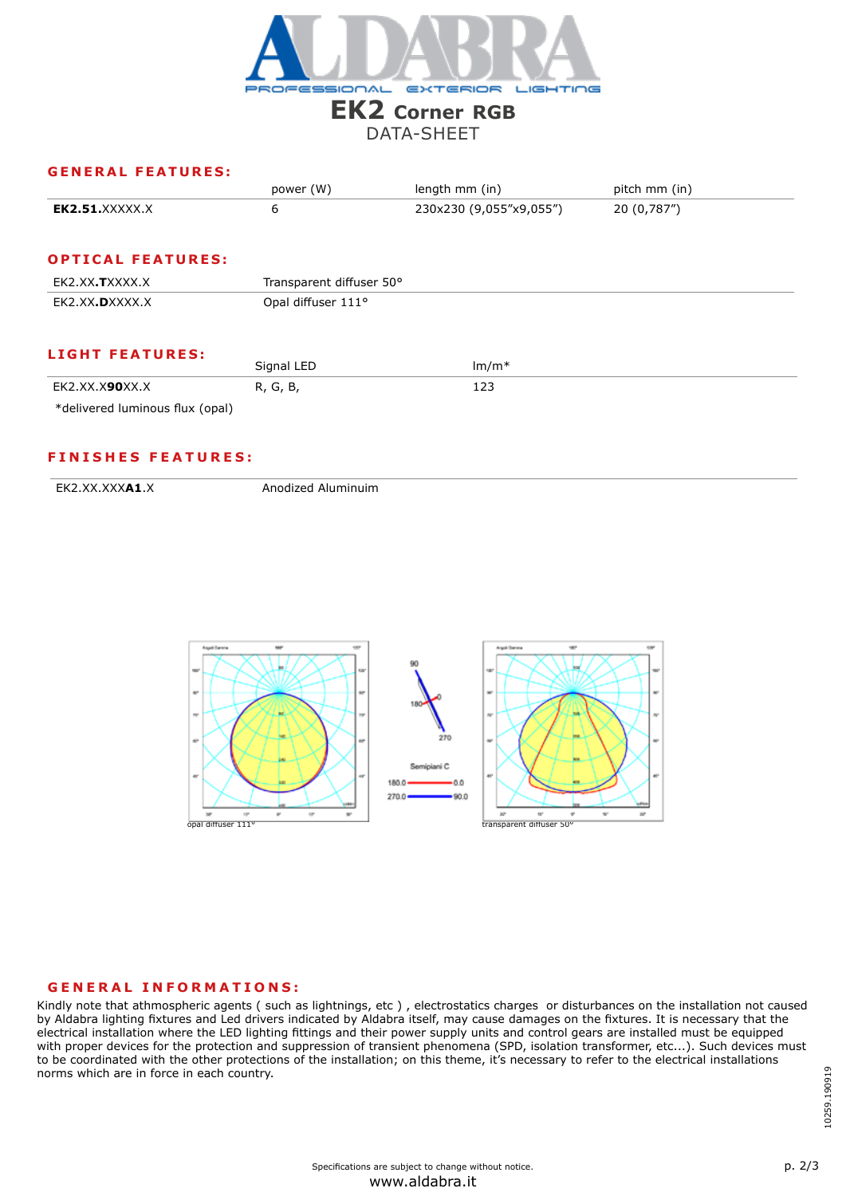# ALDABRA

PROFESSIONAL EXTERIOR LIGHTING

## EK2 Corner RGB

DATA-SHEET

## GENERAL FEATURES:

| | power (W) | length mm (in) | pitch mm (in) |
|---|---|---|---|
| **EK2.51.**XXXXX.X | 6 | 230x230 (9,055"x9,055") | 20 (0,787") |

## OPTICAL FEATURES:

| | |
|---|---|
| EK2.XX.**T**XXXX.X | Transparent diffuser 50° |
| EK2.XX.**D**XXXX.X | Opal diffuser 111° |

## LIGHT FEATURES:

| | Signal LED | lm/m* |
|---|---|---|
| EK2.XX.X**90**XX.X | R, G, B, | 123 |

*delivered luminous flux (opal)

## FINISHES FEATURES:

| | |
|---|---|
| EK2.XX.XXX**A1**.X | Anodized Aluminuim |

opal diffuser 111°

90
180
0
270
Semipiani C
180.0
0.0
270.0
90.0

transparent diffuser 50°

## GENERAL INFORMATIONS:

Kindly note that athmospheric agents ( such as lightnings, etc ) , electrostatics charges or disturbances on the installation not caused by Aldabra lighting fixtures and Led drivers indicated by Aldabra itself, may cause damages on the fixtures. It is necessary that the electrical installation where the LED lighting fittings and their power supply units and control gears are installed must be equipped with proper devices for the protection and suppression of transient phenomena (SPD, isolation transformer, etc...). Such devices must to be coordinated with the other protections of the installation; on this theme, it's necessary to refer to the electrical installations norms which are in force in each country.

10259.190919

Specifications are subject to change without notice.

www.aldabra.it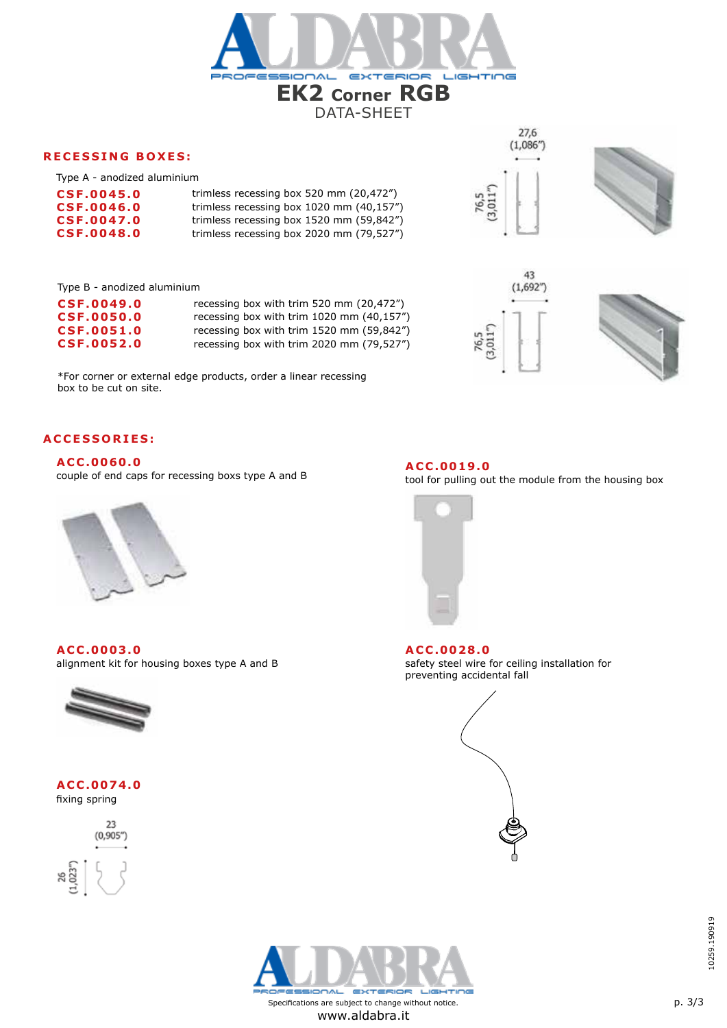# ALDABRA

PROFESSIONAL EXTERIOR LIGHTING

# EK2 Corner RGB

DATA-SHEET

## RECESSING BOXES:

Type A - anodized aluminium

| | |
|---|---|
| **CSF.0045.0** | trimless recessing box 520 mm (20,472”) |
| **CSF.0046.0** | trimless recessing box 1020 mm (40,157”) |
| **CSF.0047.0** | trimless recessing box 1520 mm (59,842”) |
| **CSF.0048.0** | trimless recessing box 2020 mm (79,527”) |

27,6 (1,086”)

76,5 (3,011”)

Type B - anodized aluminium

| | |
|---|---|
| **CSF.0049.0** | recessing box with trim 520 mm (20,472”) |
| **CSF.0050.0** | recessing box with trim 1020 mm (40,157”) |
| **CSF.0051.0** | recessing box with trim 1520 mm (59,842”) |
| **CSF.0052.0** | recessing box with trim 2020 mm (79,527”) |

43 (1,692”)

76,5 (3,011”)

*For corner or external edge products, order a linear recessing box to be cut on site.

## ACCESSORIES:

**ACC.0060.0**
couple of end caps for recessing boxs type A and B

**ACC.0019.0**
tool for pulling out the module from the housing box

**ACC.0003.0**
alignment kit for housing boxes type A and B

**ACC.0028.0**
safety steel wire for ceiling installation for preventing accidental fall

**ACC.0074.0**
fixing spring

23 (0,905”)

26 (1,023”)

Specifications are subject to change without notice.

www.aldabra.it

10259.190919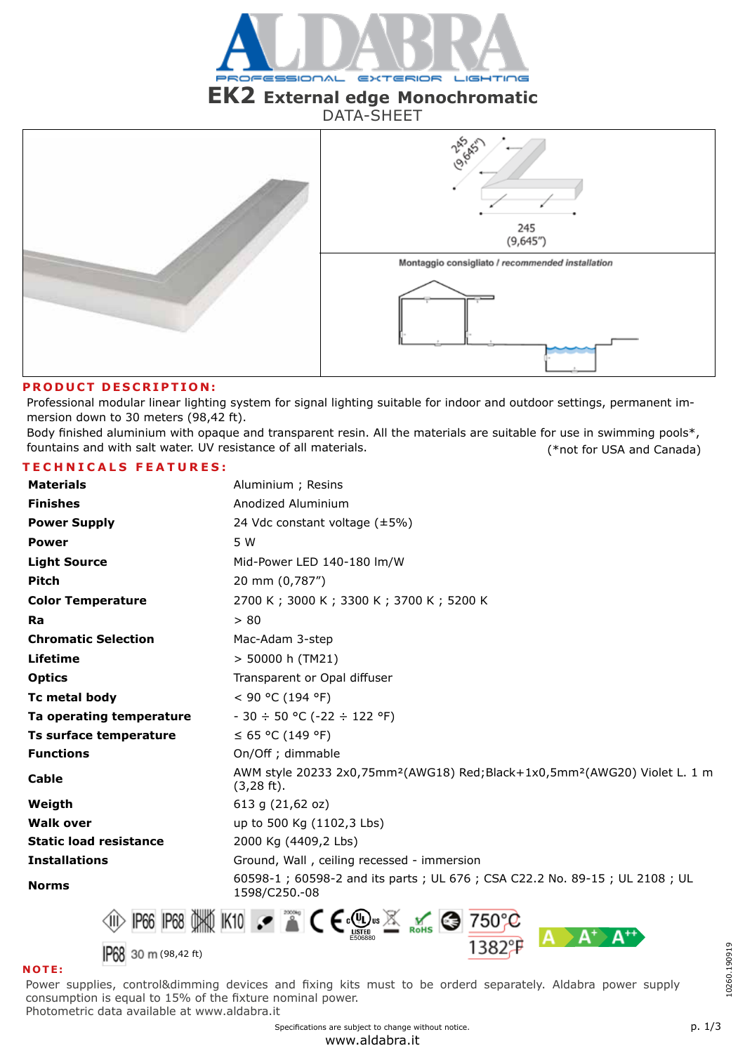# ALDABRA

PROFESSIONAL EXTERIOR LIGHTING

## EK2 External edge Monochromatic

DATA-SHEET

245 (9,645")

245 (9,645")

Montaggio consigliato / *recommended installation*

## PRODUCT DESCRIPTION:

Professional modular linear lighting system for signal lighting suitable for indoor and outdoor settings, permanent immersion down to 30 meters (98,42 ft).
Body finished aluminium with opaque and transparent resin. All the materials are suitable for use in swimming pools*, fountains and with salt water. UV resistance of all materials. (*not for USA and Canada)

## TECHNICALS FEATURES:

| | |
|---|---|
| **Materials** | Aluminium ; Resins |
| **Finishes** | Anodized Aluminium |
| **Power Supply** | 24 Vdc constant voltage (±5%) |
| **Power** | 5 W |
| **Light Source** | Mid-Power LED 140-180 lm/W |
| **Pitch** | 20 mm (0,787") |
| **Color Temperature** | 2700 K ; 3000 K ; 3300 K ; 3700 K ; 5200 K |
| **Ra** | > 80 |
| **Chromatic Selection** | Mac-Adam 3-step |
| **Lifetime** | > 50000 h (TM21) |
| **Optics** | Transparent or Opal diffuser |
| **Tc metal body** | < 90 °C (194 °F) |
| **Ta operating temperature** | - 30 ÷ 50 °C (-22 ÷ 122 °F) |
| **Ts surface temperature** | ≤ 65 °C (149 °F) |
| **Functions** | On/Off ; dimmable |
| **Cable** | AWM style 20233 2x0,75mm²(AWG18) Red;Black+1x0,5mm²(AWG20) Violet L. 1 m (3,28 ft). |
| **Weigth** | 613 g (21,62 oz) |
| **Walk over** | up to 500 Kg (1102,3 Lbs) |
| **Static load resistance** | 2000 Kg (4409,2 Lbs) |
| **Installations** | Ground, Wall , ceiling recessed - immersion |
| **Norms** | 60598-1 ; 60598-2 and its parts ; UL 676 ; CSA C22.2 No. 89-15 ; UL 2108 ; UL 1598/C250.-08 |

III IP66 IP68 IK10 2000kg CE c UL us LISTED E506880 RoHS 750°C 1382°F A A+ A++

IP68 30 m (98,42 ft)

## NOTE:

Power supplies, control&dimming devices and fixing kits must to be orderd separately. Aldabra power supply consumption is equal to 15% of the fixture nominal power.
Photometric data available at www.aldabra.it

Specifications are subject to change without notice.

www.aldabra.it

10260.190919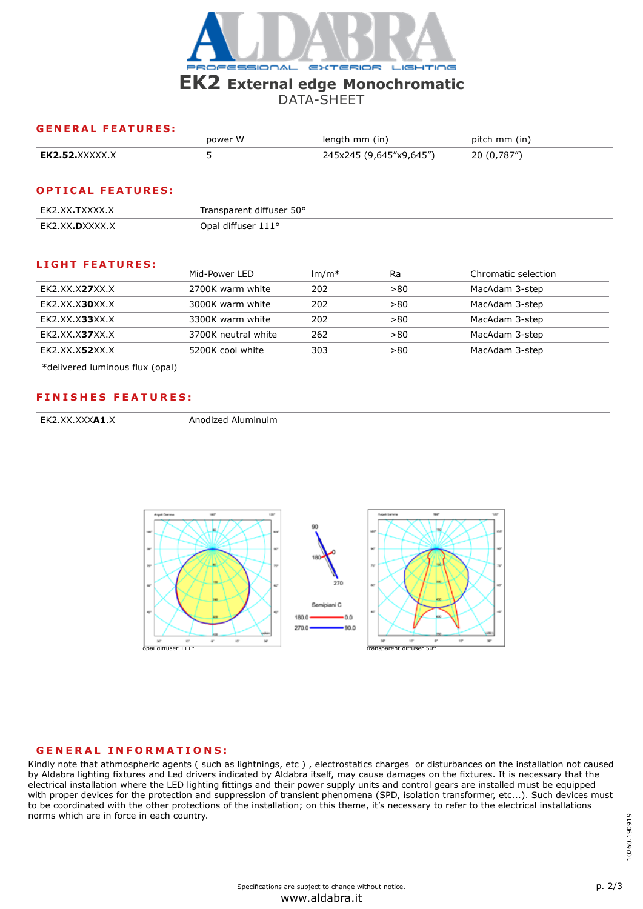# ALDABRA

PROFESSIONAL EXTERIOR LIGHTING

# EK2 External edge Monochromatic

DATA-SHEET

## GENERAL FEATURES:

| | power W | length mm (in) | pitch mm (in) |
|---|---|---|---|
| **EK2.52.**XXXXX.X | 5 | 245x245 (9,645”x9,645”) | 20 (0,787”) |

## OPTICAL FEATURES:

| | |
|---|---|
| EK2.XX.**T**XXXX.X | Transparent diffuser 50° |
| EK2.XX.**D**XXXX.X | Opal diffuser 111° |

## LIGHT FEATURES:

| | Mid-Power LED | lm/m* | Ra | Chromatic selection |
|---|---|---|---|---|
| EK2.XX.X**27**XX.X | 2700K warm white | 202 | >80 | MacAdam 3-step |
| EK2.XX.X**30**XX.X | 3000K warm white | 202 | >80 | MacAdam 3-step |
| EK2.XX.X**33**XX.X | 3300K warm white | 202 | >80 | MacAdam 3-step |
| EK2.XX.X**37**XX.X | 3700K neutral white | 262 | >80 | MacAdam 3-step |
| EK2.XX.X**52**XX.X | 5200K cool white | 303 | >80 | MacAdam 3-step |

*delivered luminous flux (opal)

## FINISHES FEATURES:

| | |
|---|---|
| EK2.XX.XXX**A1**.X | Anodized Aluminuim |

opal diffuser 111°

Semipiani C
180.0 — 0.0
270.0 — 90.0

transparent diffuser 50°

## GENERAL INFORMATIONS:

Kindly note that athmospheric agents ( such as lightnings, etc ) , electrostatics charges or disturbances on the installation not caused by Aldabra lighting fixtures and Led drivers indicated by Aldabra itself, may cause damages on the fixtures. It is necessary that the electrical installation where the LED lighting fittings and their power supply units and control gears are installed must be equipped with proper devices for the protection and suppression of transient phenomena (SPD, isolation transformer, etc...). Such devices must to be coordinated with the other protections of the installation; on this theme, it’s necessary to refer to the electrical installations norms which are in force in each country.

10260.190919

Specifications are subject to change without notice.

www.aldabra.it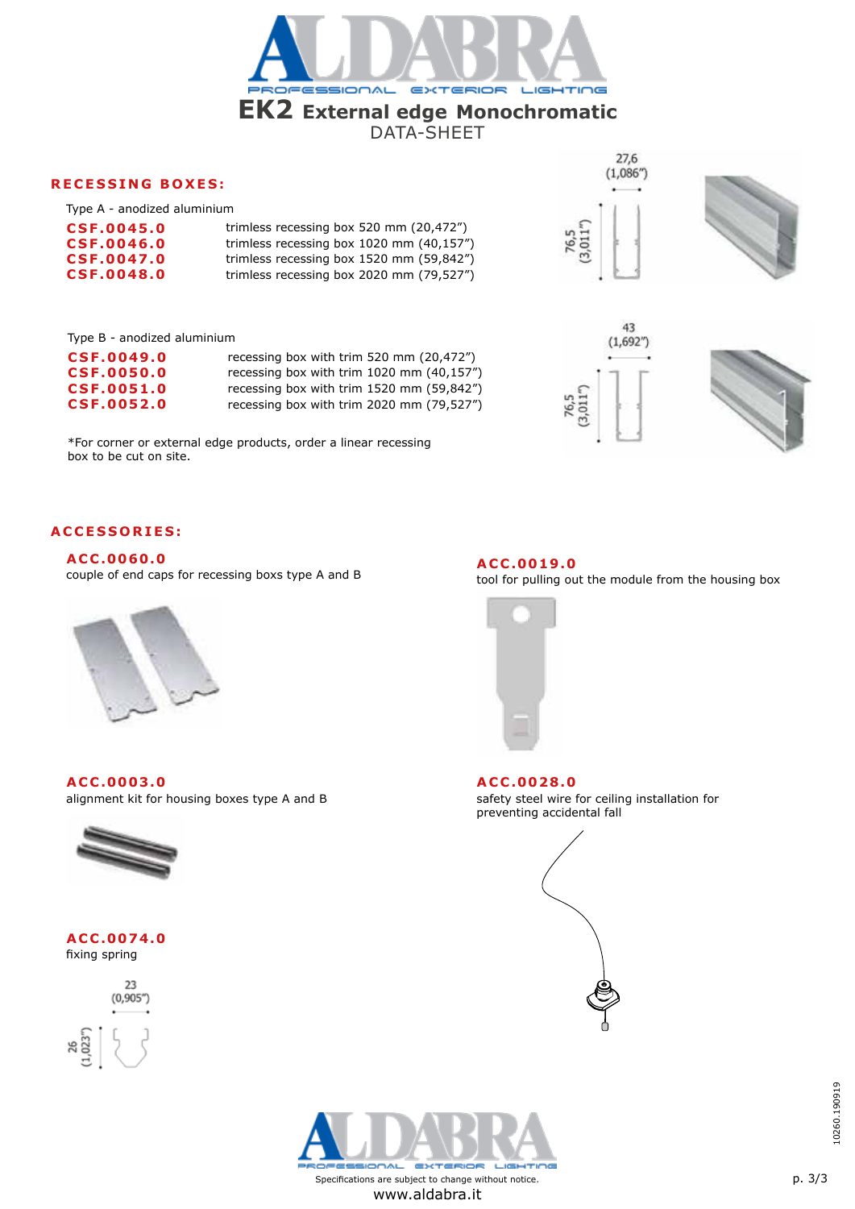# EK2 External edge Monochromatic
DATA-SHEET

## RECESSING BOXES:

Type A - anodized aluminium

| | |
|---|---|
| **CSF.0045.0** | trimless recessing box 520 mm (20,472”) |
| **CSF.0046.0** | trimless recessing box 1020 mm (40,157”) |
| **CSF.0047.0** | trimless recessing box 1520 mm (59,842”) |
| **CSF.0048.0** | trimless recessing box 2020 mm (79,527”) |

27,6
(1,086”)
76,5
(3,011”)

Type B - anodized aluminium

| | |
|---|---|
| **CSF.0049.0** | recessing box with trim 520 mm (20,472”) |
| **CSF.0050.0** | recessing box with trim 1020 mm (40,157”) |
| **CSF.0051.0** | recessing box with trim 1520 mm (59,842”) |
| **CSF.0052.0** | recessing box with trim 2020 mm (79,527”) |

43
(1,692”)
76,5
(3,011”)

*For corner or external edge products, order a linear recessing box to be cut on site.

## ACCESSORIES:

**ACC.0060.0**
couple of end caps for recessing boxs type A and B

**ACC.0019.0**
tool for pulling out the module from the housing box

**ACC.0003.0**
alignment kit for housing boxes type A and B

**ACC.0028.0**
safety steel wire for ceiling installation for preventing accidental fall

**ACC.0074.0**
fixing spring

23
(0,905”)
26
(1,023”)

Specifications are subject to change without notice.
www.aldabra.it

10260.190919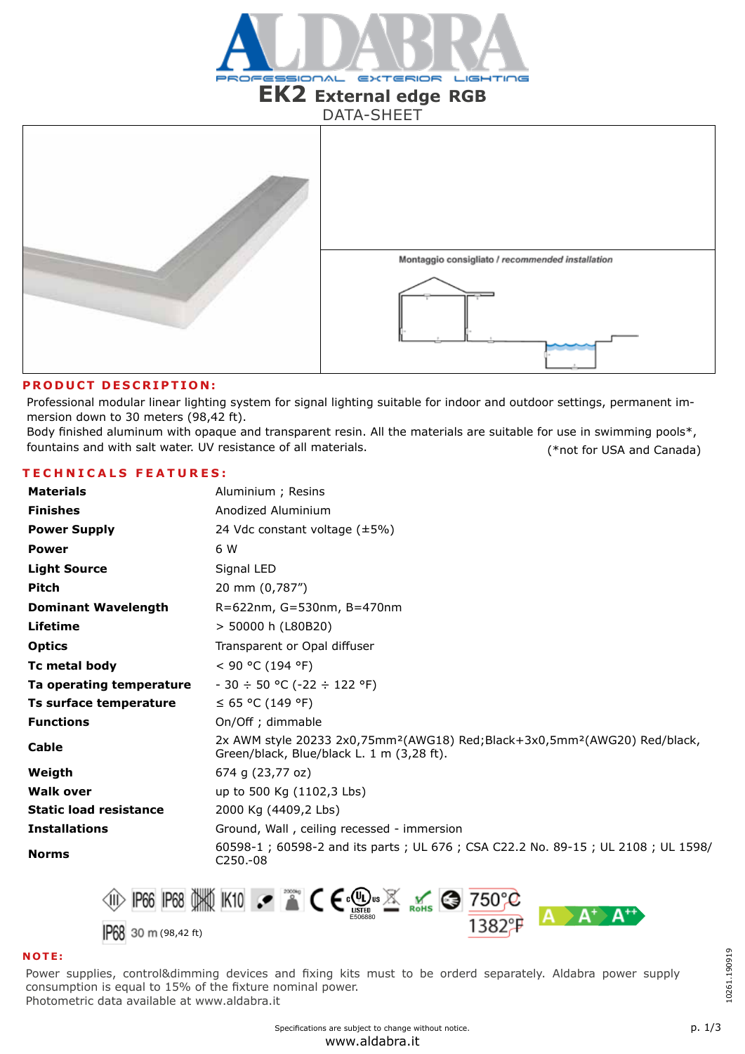# EK2 External edge RGB

DATA-SHEET

Montaggio consigliato / *recommended installation*

## PRODUCT DESCRIPTION:

Professional modular linear lighting system for signal lighting suitable for indoor and outdoor settings, permanent immersion down to 30 meters (98,42 ft).
Body finished aluminum with opaque and transparent resin. All the materials are suitable for use in swimming pools*, fountains and with salt water. UV resistance of all materials. (*not for USA and Canada)

## TECHNICALS FEATURES:

| | |
|---|---|
| **Materials** | Aluminium ; Resins |
| **Finishes** | Anodized Aluminium |
| **Power Supply** | 24 Vdc constant voltage (±5%) |
| **Power** | 6 W |
| **Light Source** | Signal LED |
| **Pitch** | 20 mm (0,787”) |
| **Dominant Wavelength** | R=622nm, G=530nm, B=470nm |
| **Lifetime** | > 50000 h (L80B20) |
| **Optics** | Transparent or Opal diffuser |
| **Tc metal body** | < 90 °C (194 °F) |
| **Ta operating temperature** | - 30 ÷ 50 °C (-22 ÷ 122 °F) |
| **Ts surface temperature** | ≤ 65 °C (149 °F) |
| **Functions** | On/Off ; dimmable |
| **Cable** | 2x AWM style 20233 2x0,75mm²(AWG18) Red;Black+3x0,5mm²(AWG20) Red/black, Green/black, Blue/black L. 1 m (3,28 ft). |
| **Weigth** | 674 g (23,77 oz) |
| **Walk over** | up to 500 Kg (1102,3 Lbs) |
| **Static load resistance** | 2000 Kg (4409,2 Lbs) |
| **Installations** | Ground, Wall , ceiling recessed - immersion |
| **Norms** | 60598-1 ; 60598-2 and its parts ; UL 676 ; CSA C22.2 No. 89-15 ; UL 2108 ; UL 1598/ C250.-08 |

IP66 IP68 IK10 2000kg CE cULus LISTED E506880 RoHS 750°C 1382°F A A+ A++

IP68 30 m (98,42 ft)

## NOTE:

Power supplies, control&dimming devices and fixing kits must to be orderd separately. Aldabra power supply consumption is equal to 15% of the fixture nominal power.
Photometric data available at www.aldabra.it

Specifications are subject to change without notice.

www.aldabra.it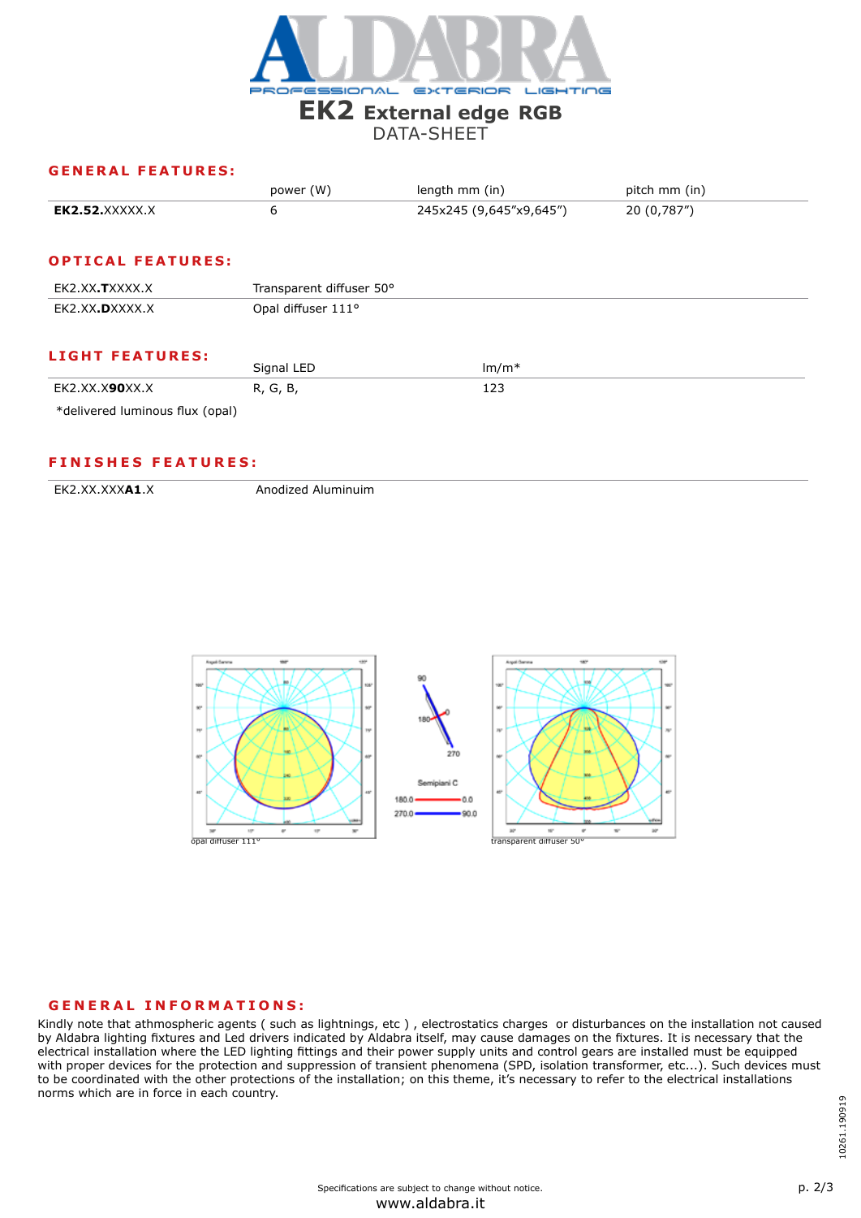# EK2 External edge RGB

DATA-SHEET

## GENERAL FEATURES:

| | power (W) | length mm (in) | pitch mm (in) |
|---|---|---|---|
| **EK2.52.**XXXXX.X | 6 | 245x245 (9,645"x9,645") | 20 (0,787") |

## OPTICAL FEATURES:

| | |
|---|---|
| EK2.XX.**T**XXXX.X | Transparent diffuser 50° |
| EK2.XX.**D**XXXX.X | Opal diffuser 111° |

## LIGHT FEATURES:

| | Signal LED | lm/m* |
|---|---|---|
| EK2.XX.X**90**XX.X | R, G, B, | 123 |

*delivered luminous flux (opal)

## FINISHES FEATURES:

| | |
|---|---|
| EK2.XX.XXX**A1**.X | Anodized Aluminuim |

90
180
0
270
Semipiani C
180.0 — 0.0
270.0 — 90.0

opal diffuser 111°

transparent diffuser 50°

## GENERAL INFORMATIONS:

Kindly note that athmospheric agents ( such as lightnings, etc ) , electrostatics charges or disturbances on the installation not caused by Aldabra lighting fixtures and Led drivers indicated by Aldabra itself, may cause damages on the fixtures. It is necessary that the electrical installation where the LED lighting fittings and their power supply units and control gears are installed must be equipped with proper devices for the protection and suppression of transient phenomena (SPD, isolation transformer, etc...). Such devices must to be coordinated with the other protections of the installation; on this theme, it's necessary to refer to the electrical installations norms which are in force in each country.

10261.190919

Specifications are subject to change without notice.

www.aldabra.it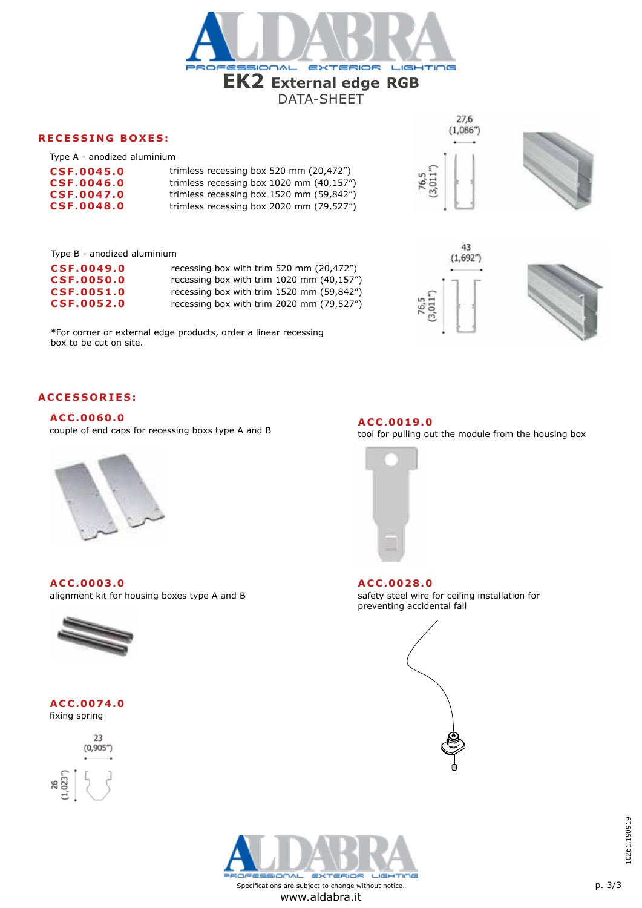# ALDABRA

PROFESSIONAL EXTERIOR LIGHTING

# EK2 External edge RGB

DATA-SHEET

## RECESSING BOXES:

Type A - anodized aluminium

| | |
|---|---|
| **CSF.0045.0** | trimless recessing box 520 mm (20,472”) |
| **CSF.0046.0** | trimless recessing box 1020 mm (40,157”) |
| **CSF.0047.0** | trimless recessing box 1520 mm (59,842”) |
| **CSF.0048.0** | trimless recessing box 2020 mm (79,527”) |

27,6 (1,086”)

76,5 (3,011”)

Type B - anodized aluminium

| | |
|---|---|
| **CSF.0049.0** | recessing box with trim 520 mm (20,472”) |
| **CSF.0050.0** | recessing box with trim 1020 mm (40,157”) |
| **CSF.0051.0** | recessing box with trim 1520 mm (59,842”) |
| **CSF.0052.0** | recessing box with trim 2020 mm (79,527”) |

43 (1,692”)

76,5 (3,011”)

*For corner or external edge products, order a linear recessing box to be cut on site.

## ACCESSORIES:

**ACC.0060.0**
couple of end caps for recessing boxs type A and B

**ACC.0019.0**
tool for pulling out the module from the housing box

**ACC.0003.0**
alignment kit for housing boxes type A and B

**ACC.0028.0**
safety steel wire for ceiling installation for preventing accidental fall

**ACC.0074.0**
fixing spring

23 (0,905”)

26 (1,023”)

Specifications are subject to change without notice.

www.aldabra.it

10261.190919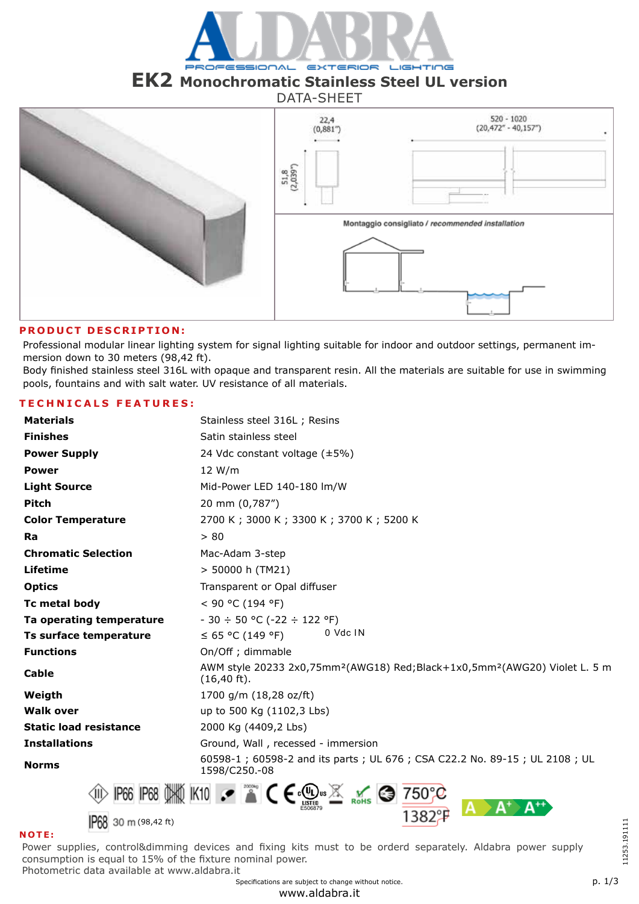# ALDABRA

PROFESSIONAL EXTERIOR LIGHTING

## EK2 Monochromatic Stainless Steel UL version

DATA-SHEET

22,4
(0,881")

51,8
(2,039")

520 - 1020
(20,472" - 40,157")

Montaggio consigliato / *recommended installation*

### PRODUCT DESCRIPTION:

Professional modular linear lighting system for signal lighting suitable for indoor and outdoor settings, permanent immersion down to 30 meters (98,42 ft).
Body finished stainless steel 316L with opaque and transparent resin. All the materials are suitable for use in swimming pools, fountains and with salt water. UV resistance of all materials.

### TECHNICALS FEATURES:

| | |
|---|---|
| **Materials** | Stainless steel 316L ; Resins |
| **Finishes** | Satin stainless steel |
| **Power Supply** | 24 Vdc constant voltage (±5%) |
| **Power** | 12 W/m |
| **Light Source** | Mid-Power LED 140-180 lm/W |
| **Pitch** | 20 mm (0,787") |
| **Color Temperature** | 2700 K ; 3000 K ; 3300 K ; 3700 K ; 5200 K |
| **Ra** | > 80 |
| **Chromatic Selection** | Mac-Adam 3-step |
| **Lifetime** | > 50000 h (TM21) |
| **Optics** | Transparent or Opal diffuser |
| **Tc metal body** | < 90 °C (194 °F) |
| **Ta operating temperature** | - 30 ÷ 50 °C (-22 ÷ 122 °F) |
| **Ts surface temperature** | ≤ 65 °C (149 °F) 0 Vdc IN |
| **Functions** | On/Off ; dimmable |
| **Cable** | AWM style 20233 2x0,75mm²(AWG18) Red;Black+1x0,5mm²(AWG20) Violet L. 5 m (16,40 ft). |
| **Weigth** | 1700 g/m (18,28 oz/ft) |
| **Walk over** | up to 500 Kg (1102,3 Lbs) |
| **Static load resistance** | 2000 Kg (4409,2 Lbs) |
| **Installations** | Ground, Wall , recessed - immersion |
| **Norms** | 60598-1 ; 60598-2 and its parts ; UL 676 ; CSA C22.2 No. 89-15 ; UL 2108 ; UL 1598/C250.-08 |

IP66 IP68 IK10 2000kg CE cULus LISTED E506879 RoHS 750°C 1382°F A A+ A++

IP68 30 m (98,42 ft)

### NOTE:

Power supplies, control&dimming devices and fixing kits must to be orderd separately. Aldabra power supply consumption is equal to 15% of the fixture nominal power.
Photometric data available at www.aldabra.it

Specifications are subject to change without notice.

www.aldabra.it

11253.191111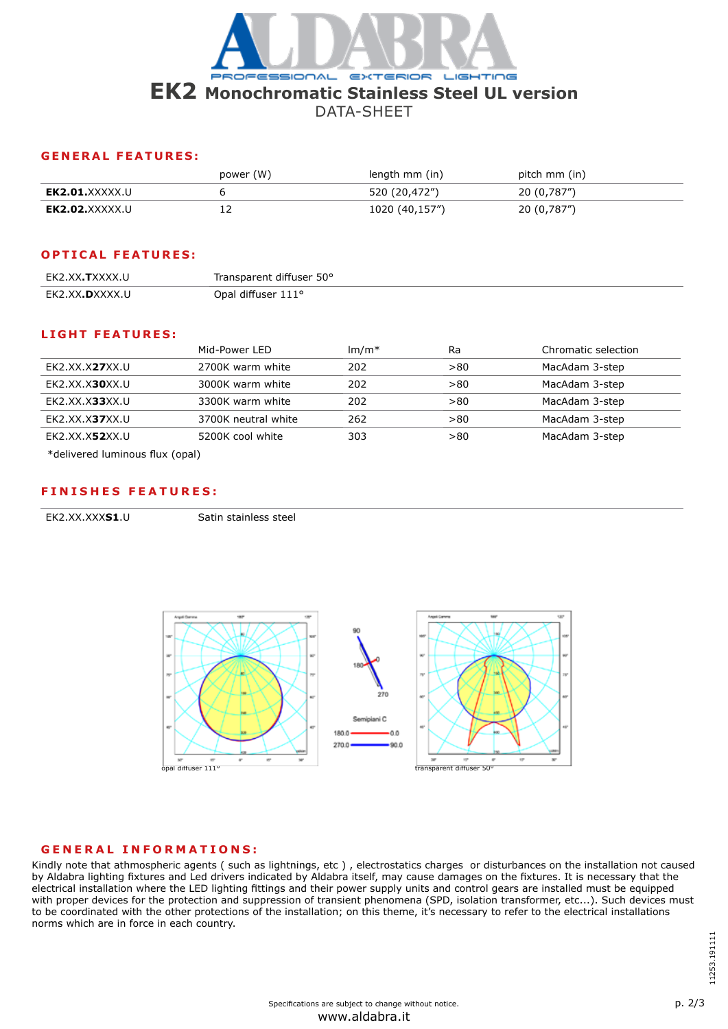# EK2 Monochromatic Stainless Steel UL version

DATA-SHEET

## GENERAL FEATURES:

| | power (W) | length mm (in) | pitch mm (in) |
|---|---|---|---|
| **EK2.01.**XXXXX.U | 6 | 520 (20,472") | 20 (0,787") |
| **EK2.02.**XXXXX.U | 12 | 1020 (40,157") | 20 (0,787") |

## OPTICAL FEATURES:

| | |
|---|---|
| EK2.XX.**T**XXXX.U | Transparent diffuser 50° |
| EK2.XX.**D**XXXX.U | Opal diffuser 111° |

## LIGHT FEATURES:

| | Mid-Power LED | lm/m* | Ra | Chromatic selection |
|---|---|---|---|---|
| EK2.XX.X**27**XX.U | 2700K warm white | 202 | >80 | MacAdam 3-step |
| EK2.XX.X**30**XX.U | 3000K warm white | 202 | >80 | MacAdam 3-step |
| EK2.XX.X**33**XX.U | 3300K warm white | 202 | >80 | MacAdam 3-step |
| EK2.XX.X**37**XX.U | 3700K neutral white | 262 | >80 | MacAdam 3-step |
| EK2.XX.X**52**XX.U | 5200K cool white | 303 | >80 | MacAdam 3-step |

*delivered luminous flux (opal)

## FINISHES FEATURES:

| | |
|---|---|
| EK2.XX.XXX**S1**.U | Satin stainless steel |

opal diffuser 111°

transparent diffuser 50°

## GENERAL INFORMATIONS:

Kindly note that athmospheric agents ( such as lightnings, etc ) , electrostatics charges or disturbances on the installation not caused by Aldabra lighting fixtures and Led drivers indicated by Aldabra itself, may cause damages on the fixtures. It is necessary that the electrical installation where the LED lighting fittings and their power supply units and control gears are installed must be equipped with proper devices for the protection and suppression of transient phenomena (SPD, isolation transformer, etc...). Such devices must to be coordinated with the other protections of the installation; on this theme, it's necessary to refer to the electrical installations norms which are in force in each country.

Specifications are subject to change without notice.

www.aldabra.it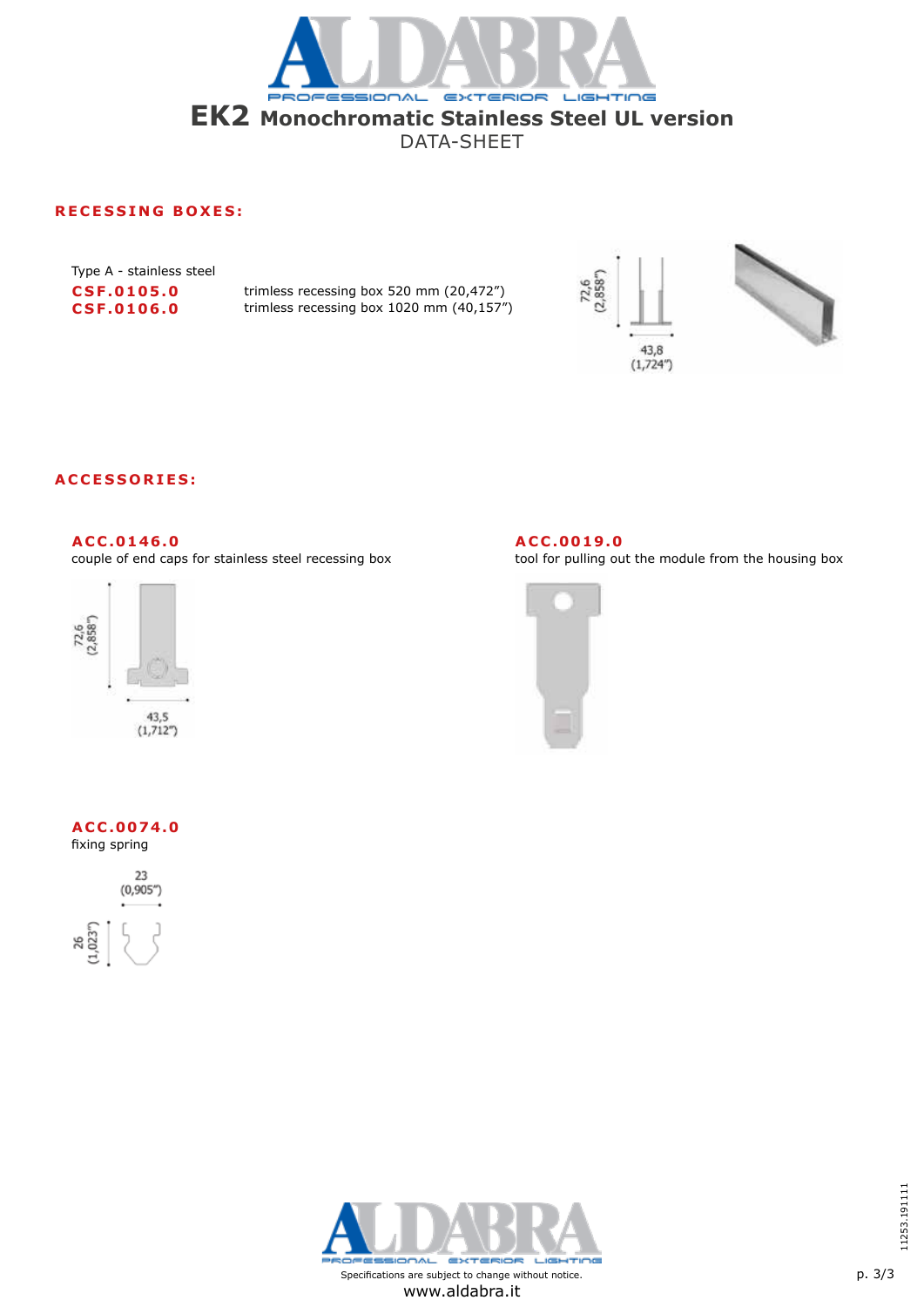# EK2 Monochromatic Stainless Steel UL version

DATA-SHEET

## RECESSING BOXES:

Type A - stainless steel

| | |
|---|---|
| **CSF.0105.0** | trimless recessing box 520 mm (20,472”) |
| **CSF.0106.0** | trimless recessing box 1020 mm (40,157”) |

72,6 (2,858”)

43,8 (1,724”)

## ACCESSORIES:

**ACC.0146.0**
couple of end caps for stainless steel recessing box

72,6 (2,858”)

43,5 (1,712”)

**ACC.0019.0**
tool for pulling out the module from the housing box

**ACC.0074.0**
fixing spring

23 (0,905”)

26 (1,023”)

Specifications are subject to change without notice.

www.aldabra.it

11253.191111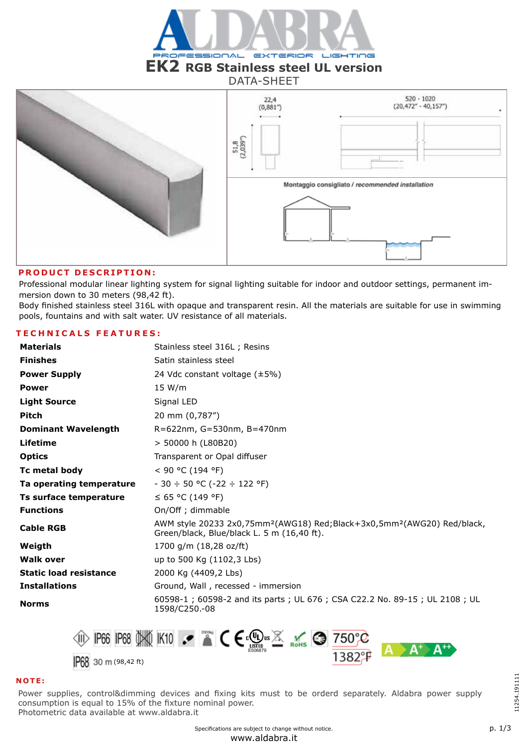# ALDABRA

PROFESSIONAL EXTERIOR LIGHTING

## EK2 RGB Stainless steel UL version

DATA-SHEET

22,4
(0,881")

520 - 1020
(20,472" - 40,157")

51.8
(2,039")

Montaggio consigliato / *recommended installation*

### PRODUCT DESCRIPTION:

Professional modular linear lighting system for signal lighting suitable for indoor and outdoor settings, permanent immersion down to 30 meters (98,42 ft).
Body finished stainless steel 316L with opaque and transparent resin. All the materials are suitable for use in swimming pools, fountains and with salt water. UV resistance of all materials.

### TECHNICALS FEATURES:

| | |
|---|---|
| **Materials** | Stainless steel 316L ; Resins |
| **Finishes** | Satin stainless steel |
| **Power Supply** | 24 Vdc constant voltage (±5%) |
| **Power** | 15 W/m |
| **Light Source** | Signal LED |
| **Pitch** | 20 mm (0,787") |
| **Dominant Wavelength** | R=622nm, G=530nm, B=470nm |
| **Lifetime** | > 50000 h (L80B20) |
| **Optics** | Transparent or Opal diffuser |
| **Tc metal body** | < 90 °C (194 °F) |
| **Ta operating temperature** | - 30 ÷ 50 °C (-22 ÷ 122 °F) |
| **Ts surface temperature** | ≤ 65 °C (149 °F) |
| **Functions** | On/Off ; dimmable |
| **Cable RGB** | AWM style 20233 2x0,75mm²(AWG18) Red;Black+3x0,5mm²(AWG20) Red/black, Green/black, Blue/black L. 5 m (16,40 ft). |
| **Weigth** | 1700 g/m (18,28 oz/ft) |
| **Walk over** | up to 500 Kg (1102,3 Lbs) |
| **Static load resistance** | 2000 Kg (4409,2 Lbs) |
| **Installations** | Ground, Wall , recessed - immersion |
| **Norms** | 60598-1 ; 60598-2 and its parts ; UL 676 ; CSA C22.2 No. 89-15 ; UL 2108 ; UL 1598/C250.-08 |

IP66 IP68 IK10 2000kg CE cULus LISTED E506879 RoHS 750°C 1382°F A A+ A++

IP68 30 m (98,42 ft)

### NOTE:

Power supplies, control&dimming devices and fixing kits must to be orderd separately. Aldabra power supply consumption is equal to 15% of the fixture nominal power.
Photometric data available at www.aldabra.it

11254.191111

Specifications are subject to change without notice.
www.aldabra.it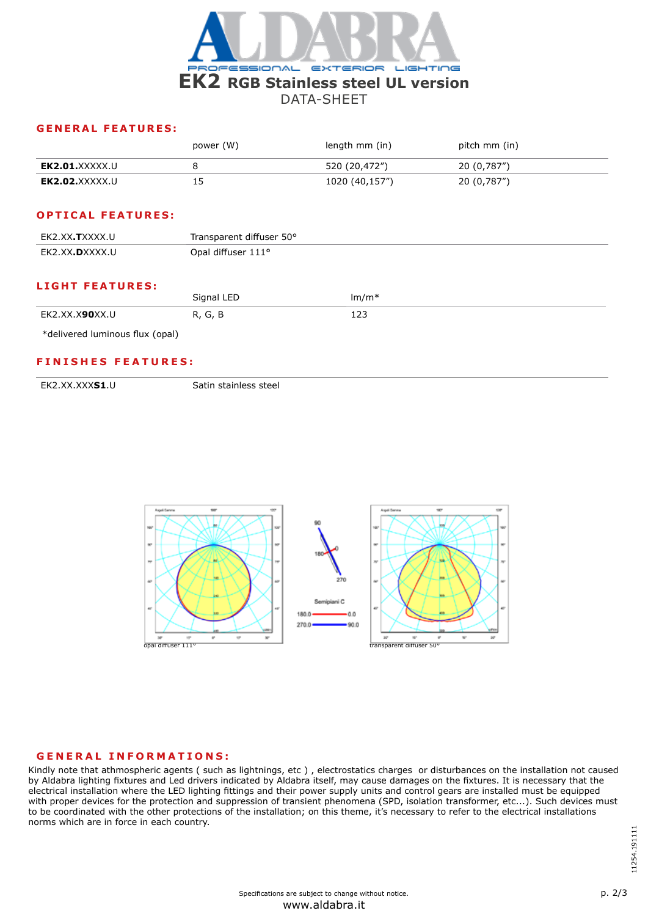# EK2 RGB Stainless steel UL version

DATA-SHEET

## GENERAL FEATURES:

| | power (W) | length mm (in) | pitch mm (in) |
|---|---|---|---|
| **EK2.01**.XXXXX.U | 8 | 520 (20,472") | 20 (0,787") |
| **EK2.02**.XXXXX.U | 15 | 1020 (40,157") | 20 (0,787") |

## OPTICAL FEATURES:

| | |
|---|---|
| EK2.XX.**T**XXXX.U | Transparent diffuser 50° |
| EK2.XX.**D**XXXX.U | Opal diffuser 111° |

## LIGHT FEATURES:

| | Signal LED | lm/m* |
|---|---|---|
| EK2.XX.X**90**XX.U | R, G, B | 123 |

*delivered luminous flux (opal)

## FINISHES FEATURES:

| | |
|---|---|
| EK2.XX.XXX**S1**.U | Satin stainless steel |

90
180
0
270
Semipiani C
180.0 — 0.0
270.0 — 90.0

opal diffuser 111°

transparent diffuser 50°

## GENERAL INFORMATIONS:

Kindly note that athmospheric agents ( such as lightnings, etc ) , electrostatics charges or disturbances on the installation not caused by Aldabra lighting fixtures and Led drivers indicated by Aldabra itself, may cause damages on the fixtures. It is necessary that the electrical installation where the LED lighting fittings and their power supply units and control gears are installed must be equipped with proper devices for the protection and suppression of transient phenomena (SPD, isolation transformer, etc...). Such devices must to be coordinated with the other protections of the installation; on this theme, it's necessary to refer to the electrical installations norms which are in force in each country.

Specifications are subject to change without notice.

www.aldabra.it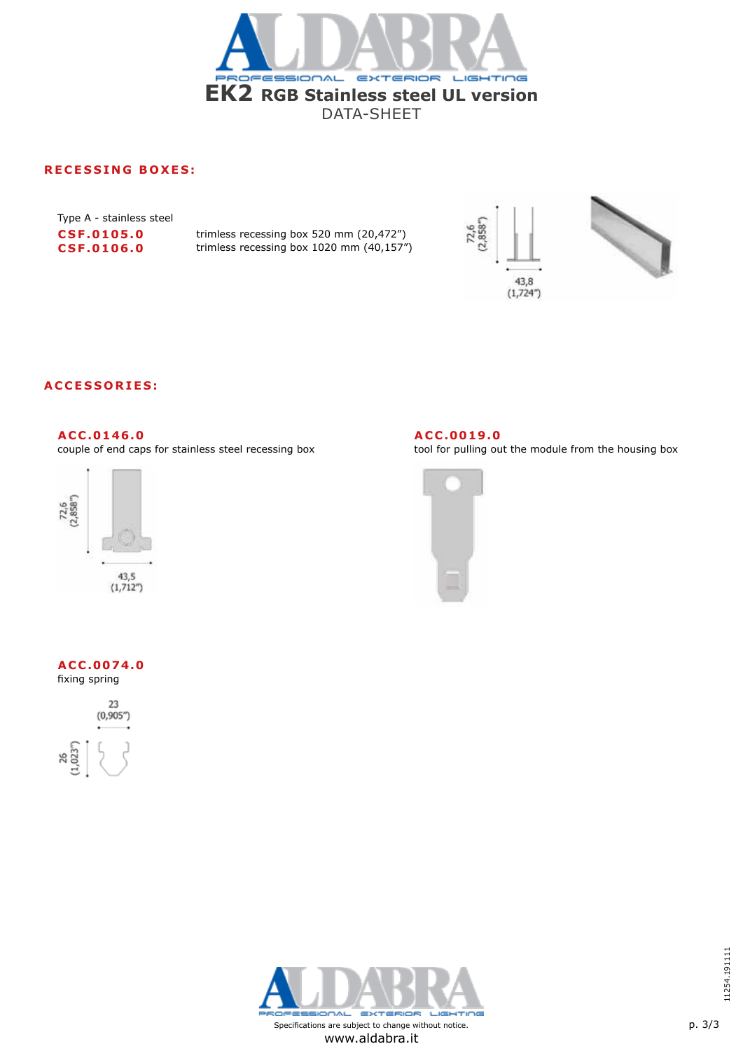# EK2 RGB Stainless steel UL version

DATA-SHEET

## RECESSING BOXES:

Type A - stainless steel

**CSF.0105.0** trimless recessing box 520 mm (20,472")
**CSF.0106.0** trimless recessing box 1020 mm (40,157")

72,6
(2,858")

43,8
(1,724")

## ACCESSORIES:

### ACC.0146.0

couple of end caps for stainless steel recessing box

72,6
(2,858")

43,5
(1,712")

### ACC.0019.0

tool for pulling out the module from the housing box

### ACC.0074.0

fixing spring

23
(0,905")

26
(1,023")

Specifications are subject to change without notice.
www.aldabra.it

11254.191111